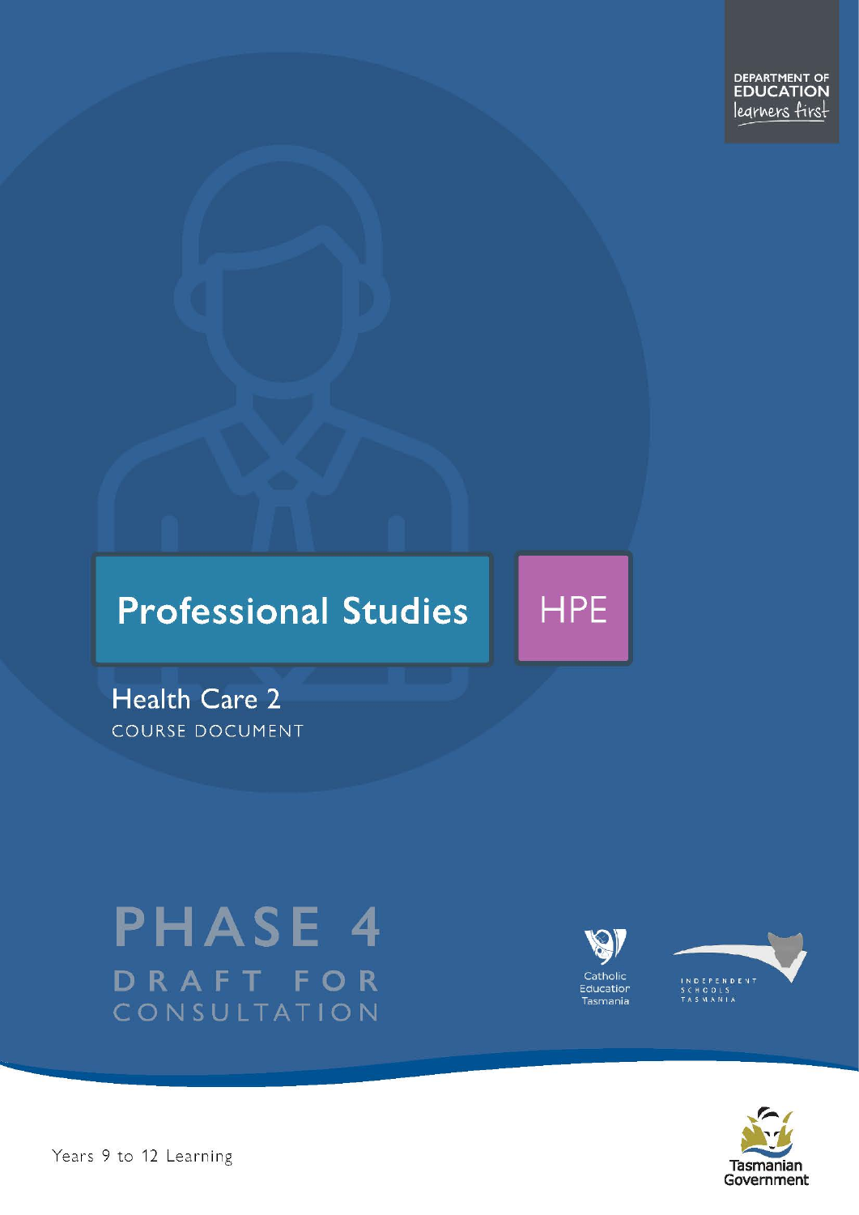DEPARTMENT OF EDUCATION
learners first

# Professional Studies

HPE

## Health Care 2

COURSE DOCUMENT

# PHASE 4

## DRAFT FOR CONSULTATION

Catholic Education Tasmania

INDEPENDENT SCHOOLS TASMANIA

Tasmanian Government

Years 9 to 12 Learning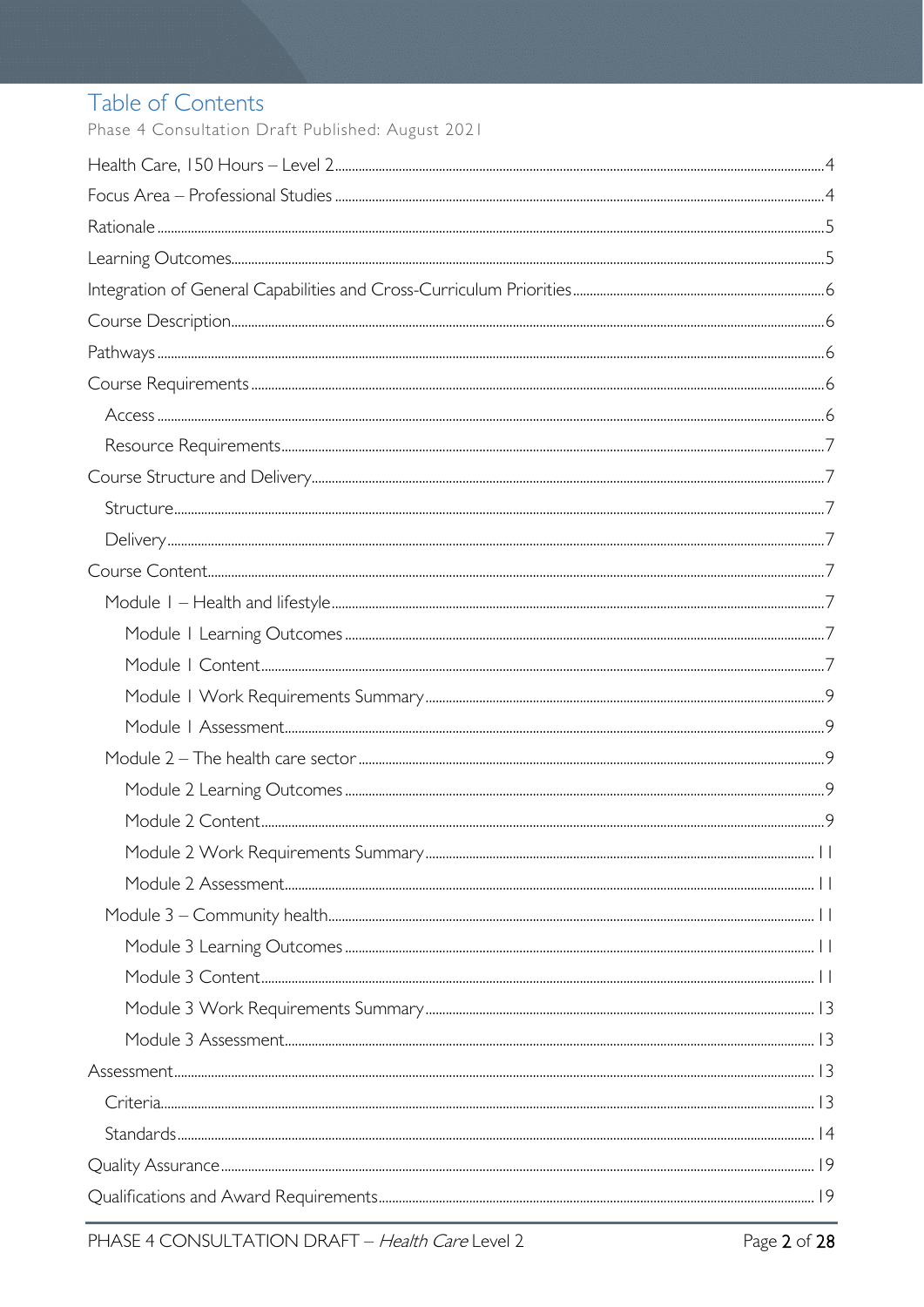# Table of Contents

Phase 4 Consultation Draft Published: August 2021

- Health Care, 150 Hours – Level 2 .......... 4
- Focus Area – Professional Studies .......... 4
- Rationale .......... 5
- Learning Outcomes .......... 5
- Integration of General Capabilities and Cross-Curriculum Priorities .......... 6
- Course Description .......... 6
- Pathways .......... 6
- Course Requirements .......... 6
  - Access .......... 6
  - Resource Requirements .......... 7
- Course Structure and Delivery .......... 7
  - Structure .......... 7
  - Delivery .......... 7
- Course Content .......... 7
  - Module 1 – Health and lifestyle .......... 7
    - Module 1 Learning Outcomes .......... 7
    - Module 1 Content .......... 7
    - Module 1 Work Requirements Summary .......... 9
    - Module 1 Assessment .......... 9
  - Module 2 – The health care sector .......... 9
    - Module 2 Learning Outcomes .......... 9
    - Module 2 Content .......... 9
    - Module 2 Work Requirements Summary .......... 11
    - Module 2 Assessment .......... 11
  - Module 3 – Community health .......... 11
    - Module 3 Learning Outcomes .......... 11
    - Module 3 Content .......... 11
    - Module 3 Work Requirements Summary .......... 13
    - Module 3 Assessment .......... 13
- Assessment .......... 13
  - Criteria .......... 13
  - Standards .......... 14
- Quality Assurance .......... 19
- Qualifications and Award Requirements .......... 19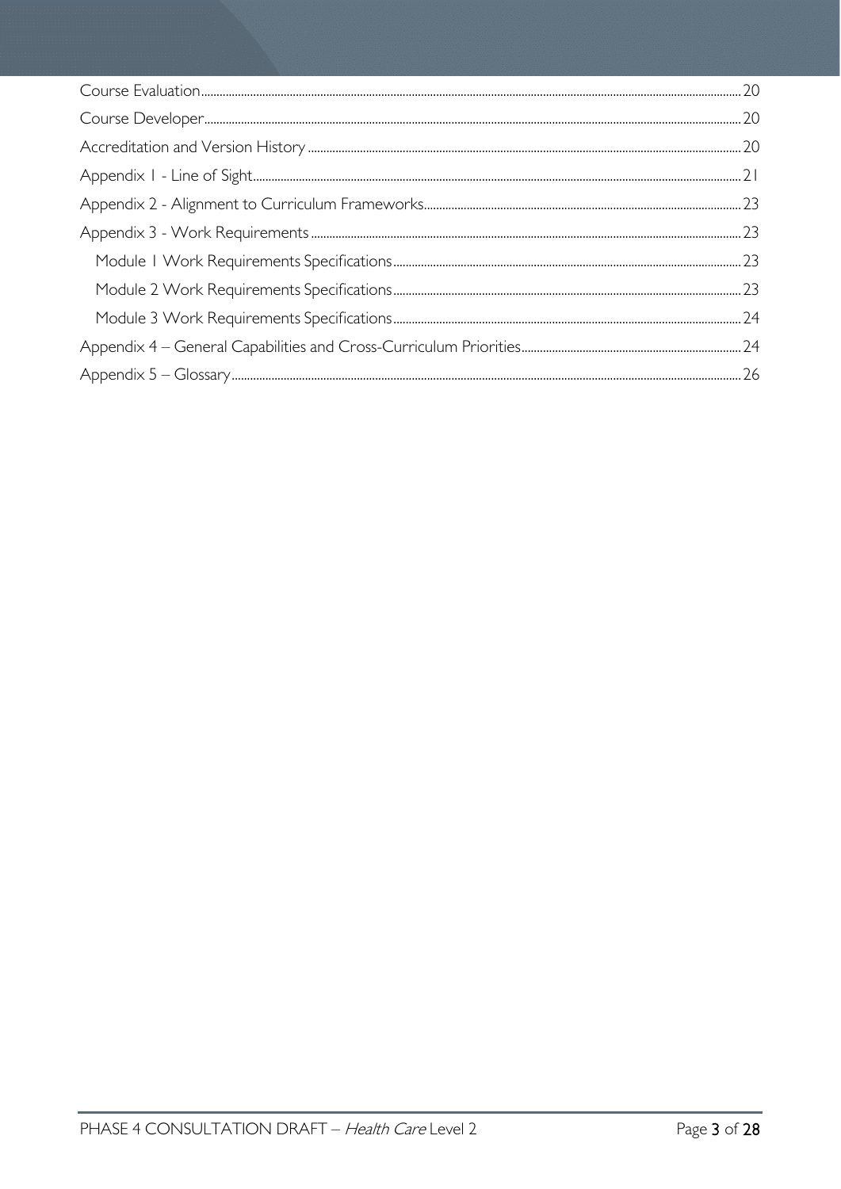- Course Evaluation 20
- Course Developer 20
- Accreditation and Version History 20
- Appendix 1 - Line of Sight 21
- Appendix 2 - Alignment to Curriculum Frameworks 23
- Appendix 3 - Work Requirements 23
  - Module 1 Work Requirements Specifications 23
  - Module 2 Work Requirements Specifications 23
  - Module 3 Work Requirements Specifications 24
- Appendix 4 – General Capabilities and Cross-Curriculum Priorities 24
- Appendix 5 – Glossary 26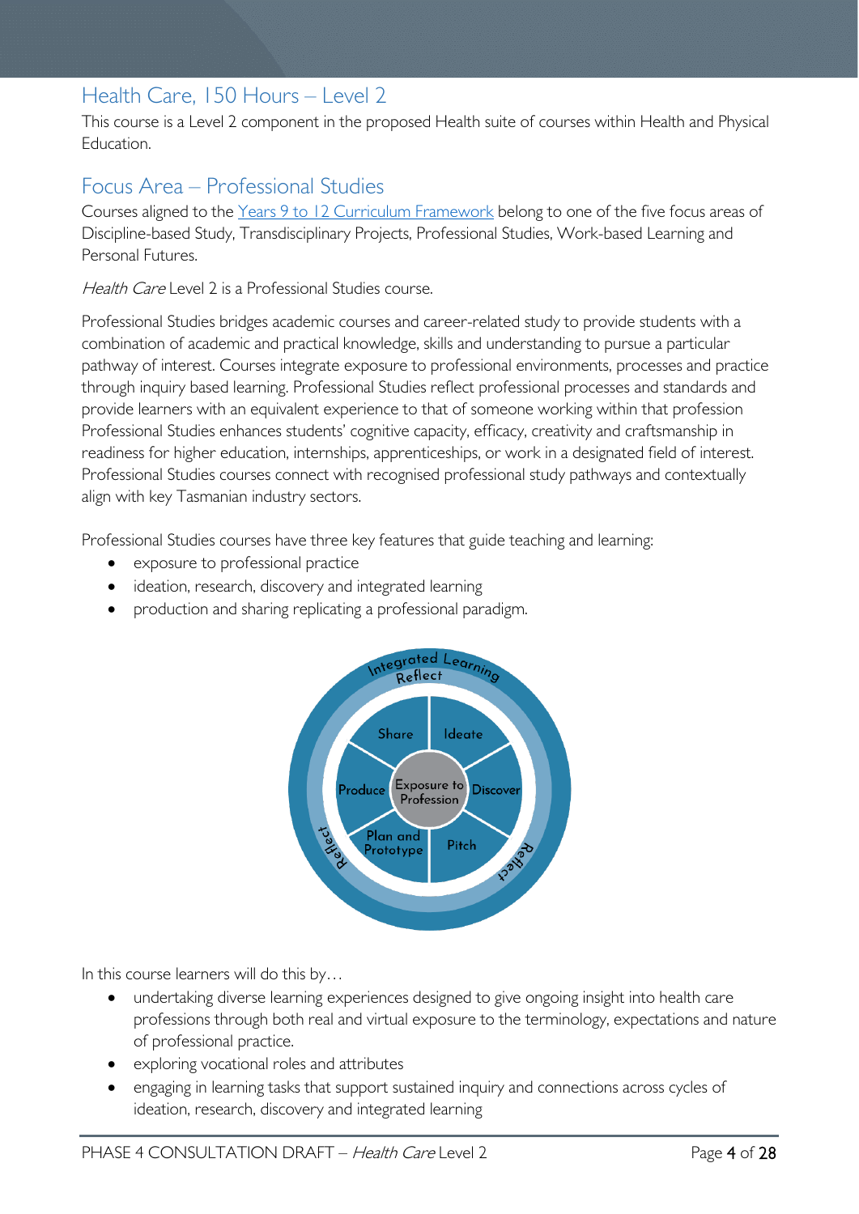## Health Care, 150 Hours – Level 2

This course is a Level 2 component in the proposed Health suite of courses within Health and Physical Education.

## Focus Area – Professional Studies

Courses aligned to the [Years 9 to 12 Curriculum Framework] belong to one of the five focus areas of Discipline-based Study, Transdisciplinary Projects, Professional Studies, Work-based Learning and Personal Futures.

*Health Care* Level 2 is a Professional Studies course.

Professional Studies bridges academic courses and career-related study to provide students with a combination of academic and practical knowledge, skills and understanding to pursue a particular pathway of interest. Courses integrate exposure to professional environments, processes and practice through inquiry based learning. Professional Studies reflect professional processes and standards and provide learners with an equivalent experience to that of someone working within that profession Professional Studies enhances students' cognitive capacity, efficacy, creativity and craftsmanship in readiness for higher education, internships, apprenticeships, or work in a designated field of interest. Professional Studies courses connect with recognised professional study pathways and contextually align with key Tasmanian industry sectors.

Professional Studies courses have three key features that guide teaching and learning:

- exposure to professional practice
- ideation, research, discovery and integrated learning
- production and sharing replicating a professional paradigm.

In this course learners will do this by…

- undertaking diverse learning experiences designed to give ongoing insight into health care professions through both real and virtual exposure to the terminology, expectations and nature of professional practice.
- exploring vocational roles and attributes
- engaging in learning tasks that support sustained inquiry and connections across cycles of ideation, research, discovery and integrated learning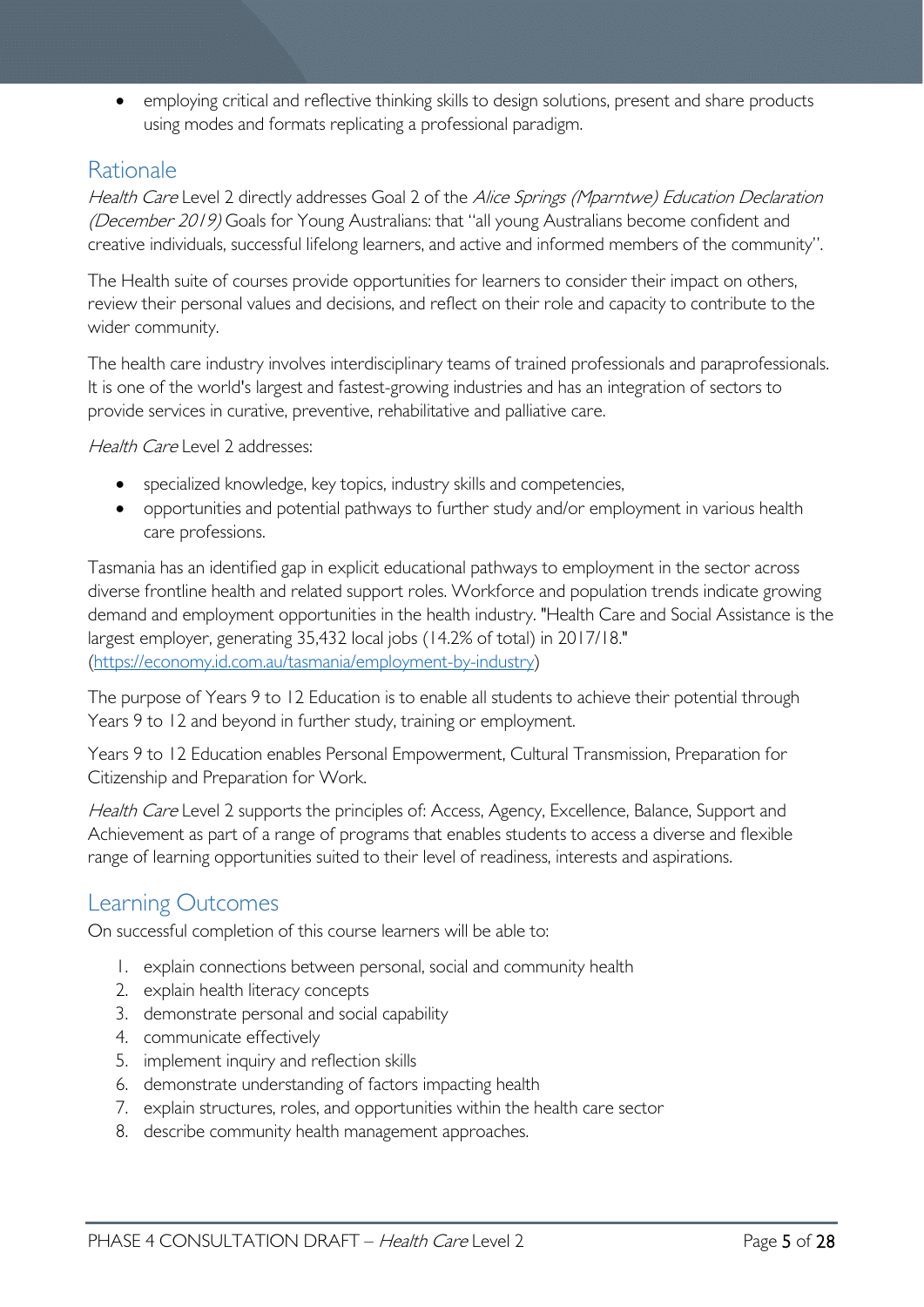- employing critical and reflective thinking skills to design solutions, present and share products using modes and formats replicating a professional paradigm.

## Rationale

*Health Care* Level 2 directly addresses Goal 2 of the *Alice Springs (Mparntwe) Education Declaration (December 2019)* Goals for Young Australians: that "all young Australians become confident and creative individuals, successful lifelong learners, and active and informed members of the community".

The Health suite of courses provide opportunities for learners to consider their impact on others, review their personal values and decisions, and reflect on their role and capacity to contribute to the wider community.

The health care industry involves interdisciplinary teams of trained professionals and paraprofessionals. It is one of the world's largest and fastest-growing industries and has an integration of sectors to provide services in curative, preventive, rehabilitative and palliative care.

*Health Care* Level 2 addresses:

- specialized knowledge, key topics, industry skills and competencies,
- opportunities and potential pathways to further study and/or employment in various health care professions.

Tasmania has an identified gap in explicit educational pathways to employment in the sector across diverse frontline health and related support roles. Workforce and population trends indicate growing demand and employment opportunities in the health industry. "Health Care and Social Assistance is the largest employer, generating 35,432 local jobs (14.2% of total) in 2017/18." (https://economy.id.com.au/tasmania/employment-by-industry)

The purpose of Years 9 to 12 Education is to enable all students to achieve their potential through Years 9 to 12 and beyond in further study, training or employment.

Years 9 to 12 Education enables Personal Empowerment, Cultural Transmission, Preparation for Citizenship and Preparation for Work.

*Health Care* Level 2 supports the principles of: Access, Agency, Excellence, Balance, Support and Achievement as part of a range of programs that enables students to access a diverse and flexible range of learning opportunities suited to their level of readiness, interests and aspirations.

## Learning Outcomes

On successful completion of this course learners will be able to:

1. explain connections between personal, social and community health
2. explain health literacy concepts
3. demonstrate personal and social capability
4. communicate effectively
5. implement inquiry and reflection skills
6. demonstrate understanding of factors impacting health
7. explain structures, roles, and opportunities within the health care sector
8. describe community health management approaches.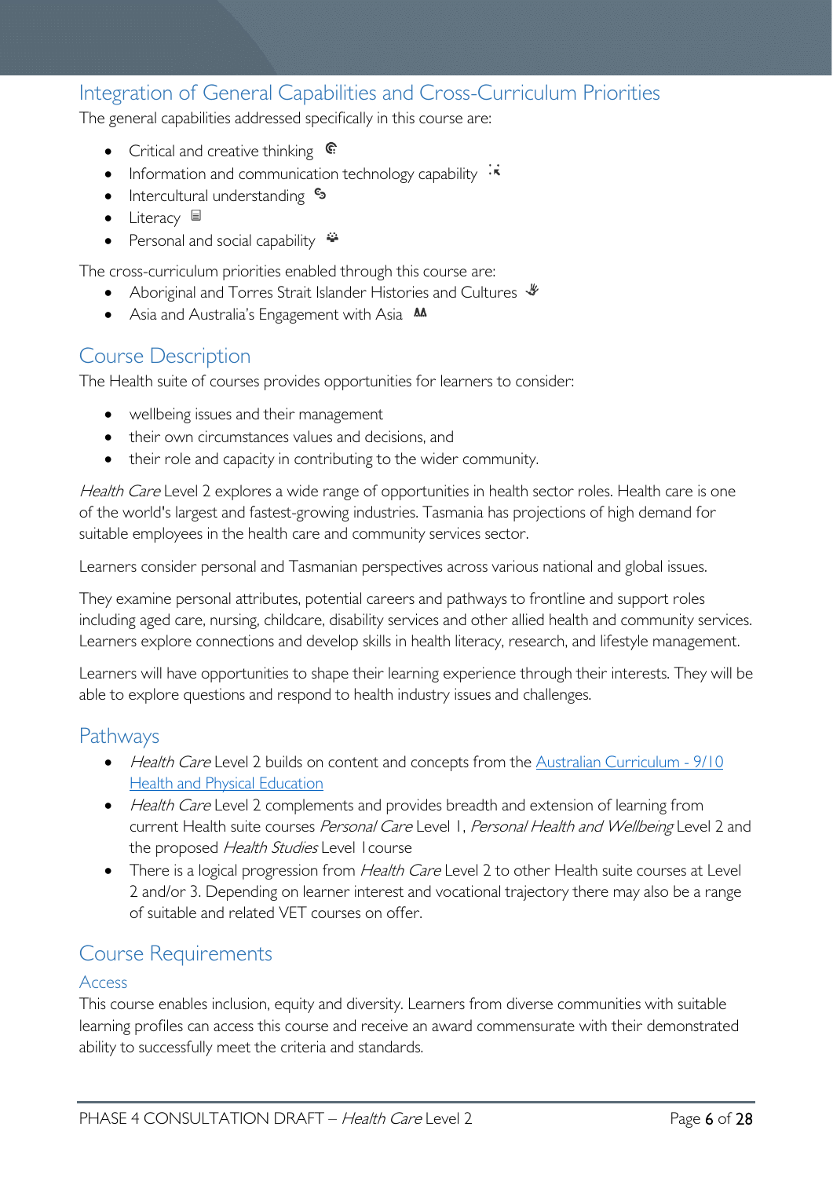## Integration of General Capabilities and Cross-Curriculum Priorities

The general capabilities addressed specifically in this course are:

- Critical and creative thinking
- Information and communication technology capability
- Intercultural understanding
- Literacy
- Personal and social capability

The cross-curriculum priorities enabled through this course are:

- Aboriginal and Torres Strait Islander Histories and Cultures
- Asia and Australia's Engagement with Asia

## Course Description

The Health suite of courses provides opportunities for learners to consider:

- wellbeing issues and their management
- their own circumstances values and decisions, and
- their role and capacity in contributing to the wider community.

*Health Care* Level 2 explores a wide range of opportunities in health sector roles. Health care is one of the world's largest and fastest-growing industries. Tasmania has projections of high demand for suitable employees in the health care and community services sector.

Learners consider personal and Tasmanian perspectives across various national and global issues.

They examine personal attributes, potential careers and pathways to frontline and support roles including aged care, nursing, childcare, disability services and other allied health and community services. Learners explore connections and develop skills in health literacy, research, and lifestyle management.

Learners will have opportunities to shape their learning experience through their interests. They will be able to explore questions and respond to health industry issues and challenges.

## Pathways

- *Health Care* Level 2 builds on content and concepts from the Australian Curriculum - 9/10 Health and Physical Education
- *Health Care* Level 2 complements and provides breadth and extension of learning from current Health suite courses *Personal Care* Level 1, *Personal Health and Wellbeing* Level 2 and the proposed *Health Studies* Level 1 course
- There is a logical progression from *Health Care* Level 2 to other Health suite courses at Level 2 and/or 3. Depending on learner interest and vocational trajectory there may also be a range of suitable and related VET courses on offer.

## Course Requirements

### Access

This course enables inclusion, equity and diversity. Learners from diverse communities with suitable learning profiles can access this course and receive an award commensurate with their demonstrated ability to successfully meet the criteria and standards.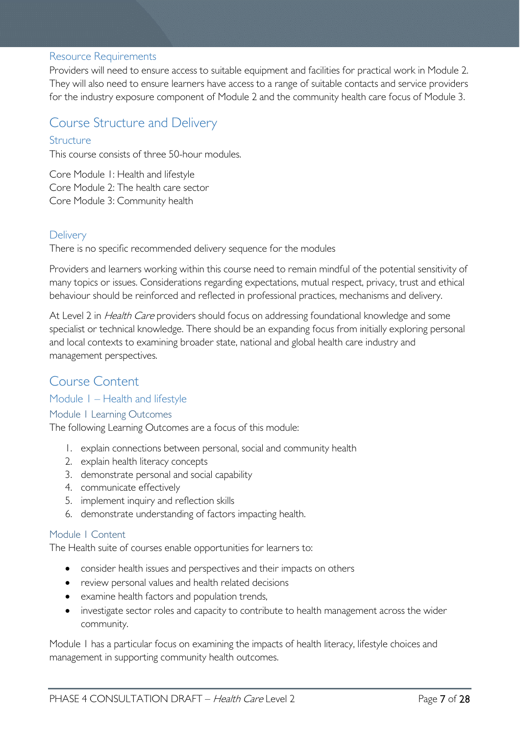### Resource Requirements

Providers will need to ensure access to suitable equipment and facilities for practical work in Module 2. They will also need to ensure learners have access to a range of suitable contacts and service providers for the industry exposure component of Module 2 and the community health care focus of Module 3.

## Course Structure and Delivery

### Structure

This course consists of three 50-hour modules.

Core Module 1: Health and lifestyle
Core Module 2: The health care sector
Core Module 3: Community health

### Delivery

There is no specific recommended delivery sequence for the modules

Providers and learners working within this course need to remain mindful of the potential sensitivity of many topics or issues. Considerations regarding expectations, mutual respect, privacy, trust and ethical behaviour should be reinforced and reflected in professional practices, mechanisms and delivery.

At Level 2 in *Health Care* providers should focus on addressing foundational knowledge and some specialist or technical knowledge. There should be an expanding focus from initially exploring personal and local contexts to examining broader state, national and global health care industry and management perspectives.

## Course Content

### Module 1 – Health and lifestyle

#### Module 1 Learning Outcomes

The following Learning Outcomes are a focus of this module:

1. explain connections between personal, social and community health
2. explain health literacy concepts
3. demonstrate personal and social capability
4. communicate effectively
5. implement inquiry and reflection skills
6. demonstrate understanding of factors impacting health.

#### Module 1 Content

The Health suite of courses enable opportunities for learners to:

- consider health issues and perspectives and their impacts on others
- review personal values and health related decisions
- examine health factors and population trends,
- investigate sector roles and capacity to contribute to health management across the wider community.

Module 1 has a particular focus on examining the impacts of health literacy, lifestyle choices and management in supporting community health outcomes.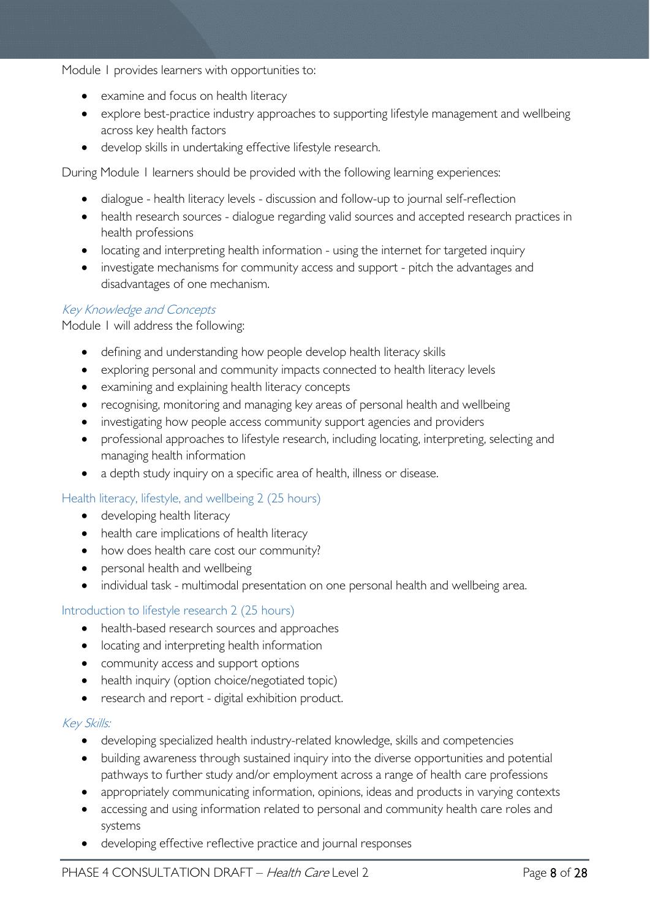Module 1 provides learners with opportunities to:

- examine and focus on health literacy
- explore best-practice industry approaches to supporting lifestyle management and wellbeing across key health factors
- develop skills in undertaking effective lifestyle research.

During Module 1 learners should be provided with the following learning experiences:

- dialogue - health literacy levels - discussion and follow-up to journal self-reflection
- health research sources - dialogue regarding valid sources and accepted research practices in health professions
- locating and interpreting health information - using the internet for targeted inquiry
- investigate mechanisms for community access and support - pitch the advantages and disadvantages of one mechanism.

#### *Key Knowledge and Concepts*

Module 1 will address the following:

- defining and understanding how people develop health literacy skills
- exploring personal and community impacts connected to health literacy levels
- examining and explaining health literacy concepts
- recognising, monitoring and managing key areas of personal health and wellbeing
- investigating how people access community support agencies and providers
- professional approaches to lifestyle research, including locating, interpreting, selecting and managing health information
- a depth study inquiry on a specific area of health, illness or disease.

#### Health literacy, lifestyle, and wellbeing 2 (25 hours)

- developing health literacy
- health care implications of health literacy
- how does health care cost our community?
- personal health and wellbeing
- individual task - multimodal presentation on one personal health and wellbeing area.

#### Introduction to lifestyle research 2 (25 hours)

- health-based research sources and approaches
- locating and interpreting health information
- community access and support options
- health inquiry (option choice/negotiated topic)
- research and report - digital exhibition product.

#### *Key Skills:*

- developing specialized health industry-related knowledge, skills and competencies
- building awareness through sustained inquiry into the diverse opportunities and potential pathways to further study and/or employment across a range of health care professions
- appropriately communicating information, opinions, ideas and products in varying contexts
- accessing and using information related to personal and community health care roles and systems
- developing effective reflective practice and journal responses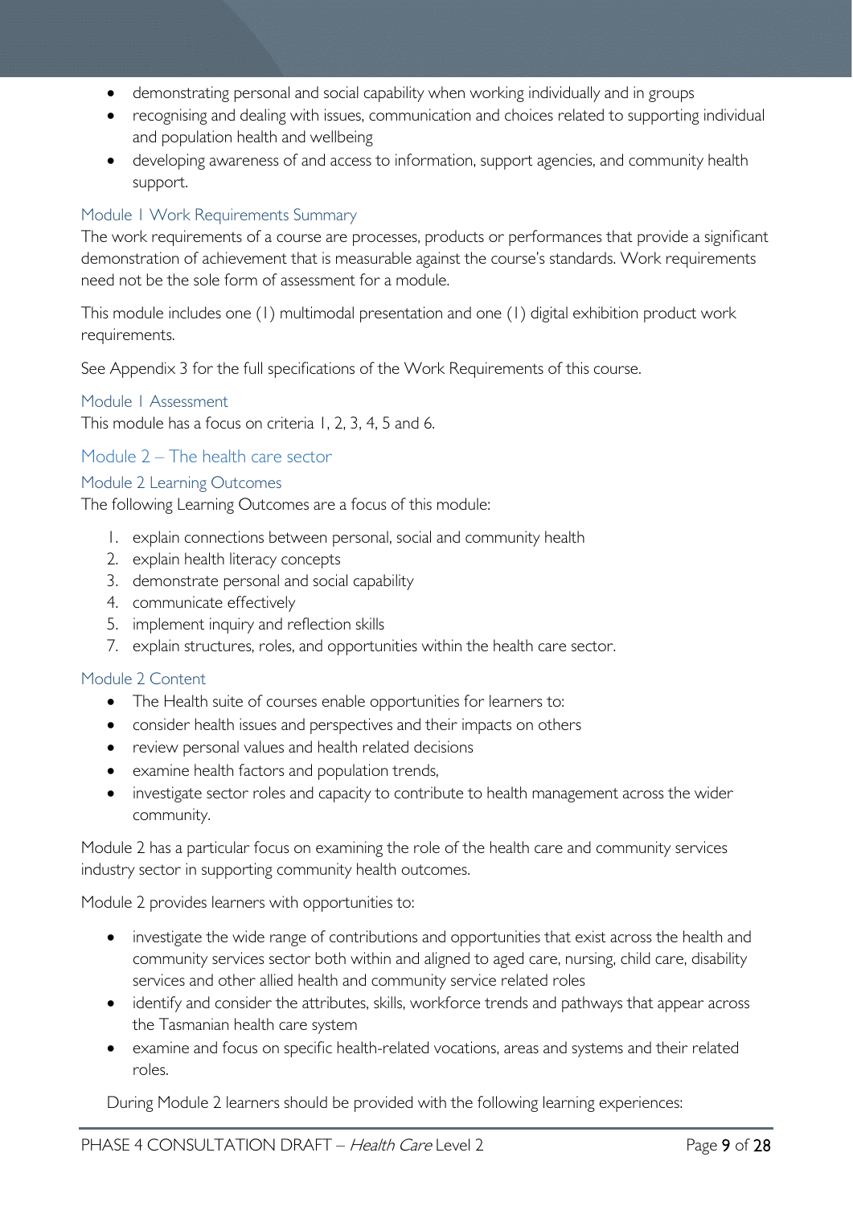- demonstrating personal and social capability when working individually and in groups
- recognising and dealing with issues, communication and choices related to supporting individual and population health and wellbeing
- developing awareness of and access to information, support agencies, and community health support.

### Module 1 Work Requirements Summary

The work requirements of a course are processes, products or performances that provide a significant demonstration of achievement that is measurable against the course's standards. Work requirements need not be the sole form of assessment for a module.

This module includes one (1) multimodal presentation and one (1) digital exhibition product work requirements.

See Appendix 3 for the full specifications of the Work Requirements of this course.

### Module 1 Assessment

This module has a focus on criteria 1, 2, 3, 4, 5 and 6.

## Module 2 – The health care sector

### Module 2 Learning Outcomes

The following Learning Outcomes are a focus of this module:

1. explain connections between personal, social and community health
2. explain health literacy concepts
3. demonstrate personal and social capability
4. communicate effectively
5. implement inquiry and reflection skills

7. explain structures, roles, and opportunities within the health care sector.

### Module 2 Content

- The Health suite of courses enable opportunities for learners to:
- consider health issues and perspectives and their impacts on others
- review personal values and health related decisions
- examine health factors and population trends,
- investigate sector roles and capacity to contribute to health management across the wider community.

Module 2 has a particular focus on examining the role of the health care and community services industry sector in supporting community health outcomes.

Module 2 provides learners with opportunities to:

- investigate the wide range of contributions and opportunities that exist across the health and community services sector both within and aligned to aged care, nursing, child care, disability services and other allied health and community service related roles
- identify and consider the attributes, skills, workforce trends and pathways that appear across the Tasmanian health care system
- examine and focus on specific health-related vocations, areas and systems and their related roles.

During Module 2 learners should be provided with the following learning experiences: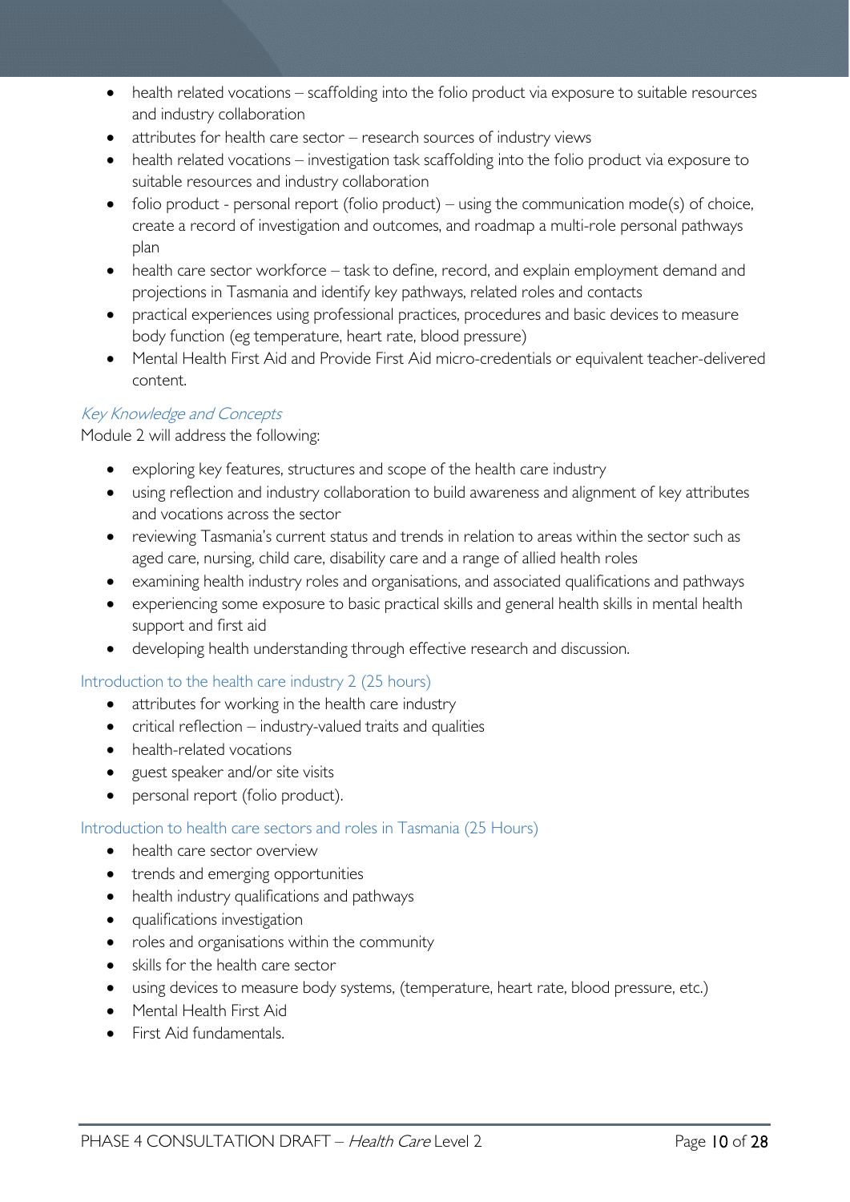- health related vocations – scaffolding into the folio product via exposure to suitable resources and industry collaboration
- attributes for health care sector – research sources of industry views
- health related vocations – investigation task scaffolding into the folio product via exposure to suitable resources and industry collaboration
- folio product - personal report (folio product) – using the communication mode(s) of choice, create a record of investigation and outcomes, and roadmap a multi-role personal pathways plan
- health care sector workforce – task to define, record, and explain employment demand and projections in Tasmania and identify key pathways, related roles and contacts
- practical experiences using professional practices, procedures and basic devices to measure body function (eg temperature, heart rate, blood pressure)
- Mental Health First Aid and Provide First Aid micro-credentials or equivalent teacher-delivered content.

### *Key Knowledge and Concepts*

Module 2 will address the following:

- exploring key features, structures and scope of the health care industry
- using reflection and industry collaboration to build awareness and alignment of key attributes and vocations across the sector
- reviewing Tasmania's current status and trends in relation to areas within the sector such as aged care, nursing, child care, disability care and a range of allied health roles
- examining health industry roles and organisations, and associated qualifications and pathways
- experiencing some exposure to basic practical skills and general health skills in mental health support and first aid
- developing health understanding through effective research and discussion.

### Introduction to the health care industry 2 (25 hours)

- attributes for working in the health care industry
- critical reflection – industry-valued traits and qualities
- health-related vocations
- guest speaker and/or site visits
- personal report (folio product).

### Introduction to health care sectors and roles in Tasmania (25 Hours)

- health care sector overview
- trends and emerging opportunities
- health industry qualifications and pathways
- qualifications investigation
- roles and organisations within the community
- skills for the health care sector
- using devices to measure body systems, (temperature, heart rate, blood pressure, etc.)
- Mental Health First Aid
- First Aid fundamentals.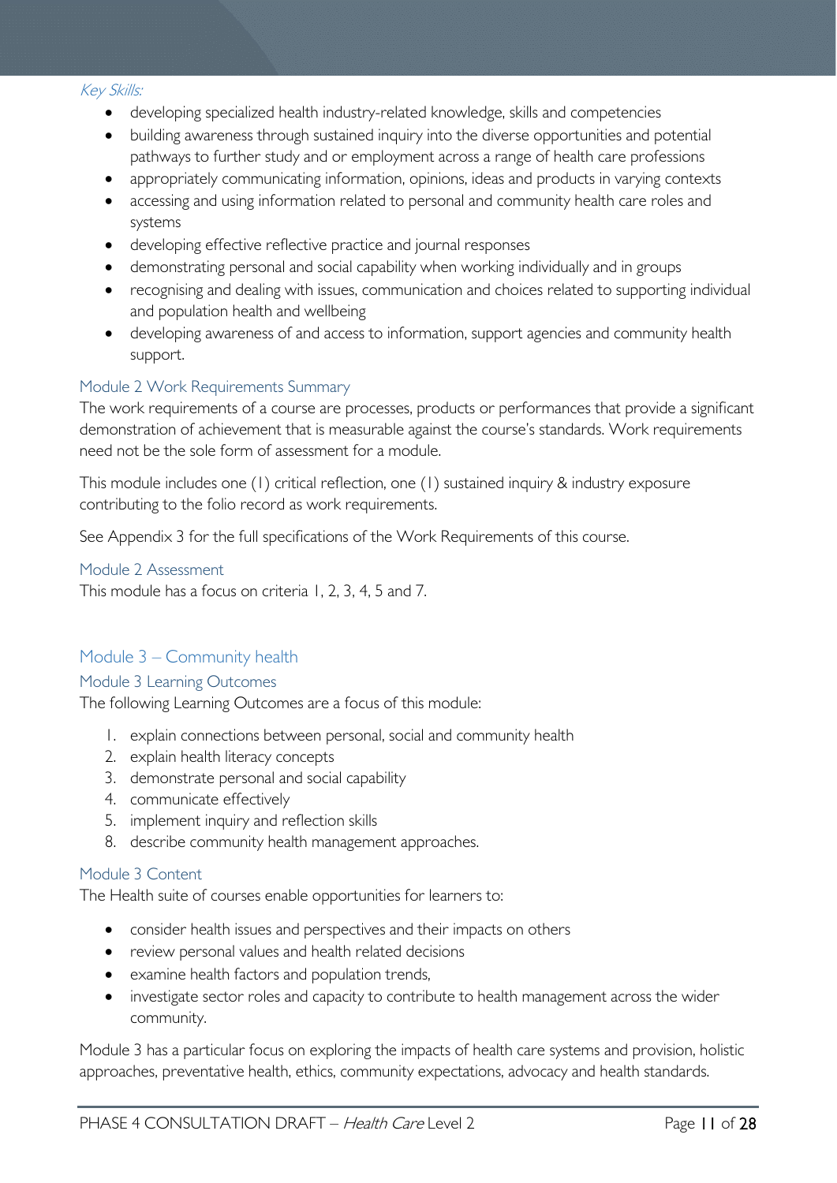*Key Skills:*

- developing specialized health industry-related knowledge, skills and competencies
- building awareness through sustained inquiry into the diverse opportunities and potential pathways to further study and or employment across a range of health care professions
- appropriately communicating information, opinions, ideas and products in varying contexts
- accessing and using information related to personal and community health care roles and systems
- developing effective reflective practice and journal responses
- demonstrating personal and social capability when working individually and in groups
- recognising and dealing with issues, communication and choices related to supporting individual and population health and wellbeing
- developing awareness of and access to information, support agencies and community health support.

### Module 2 Work Requirements Summary

The work requirements of a course are processes, products or performances that provide a significant demonstration of achievement that is measurable against the course's standards. Work requirements need not be the sole form of assessment for a module.

This module includes one (1) critical reflection, one (1) sustained inquiry & industry exposure contributing to the folio record as work requirements.

See Appendix 3 for the full specifications of the Work Requirements of this course.

### Module 2 Assessment

This module has a focus on criteria 1, 2, 3, 4, 5 and 7.

## Module 3 – Community health

### Module 3 Learning Outcomes

The following Learning Outcomes are a focus of this module:

1. explain connections between personal, social and community health
2. explain health literacy concepts
3. demonstrate personal and social capability
4. communicate effectively
5. implement inquiry and reflection skills
8. describe community health management approaches.

### Module 3 Content

The Health suite of courses enable opportunities for learners to:

- consider health issues and perspectives and their impacts on others
- review personal values and health related decisions
- examine health factors and population trends,
- investigate sector roles and capacity to contribute to health management across the wider community.

Module 3 has a particular focus on exploring the impacts of health care systems and provision, holistic approaches, preventative health, ethics, community expectations, advocacy and health standards.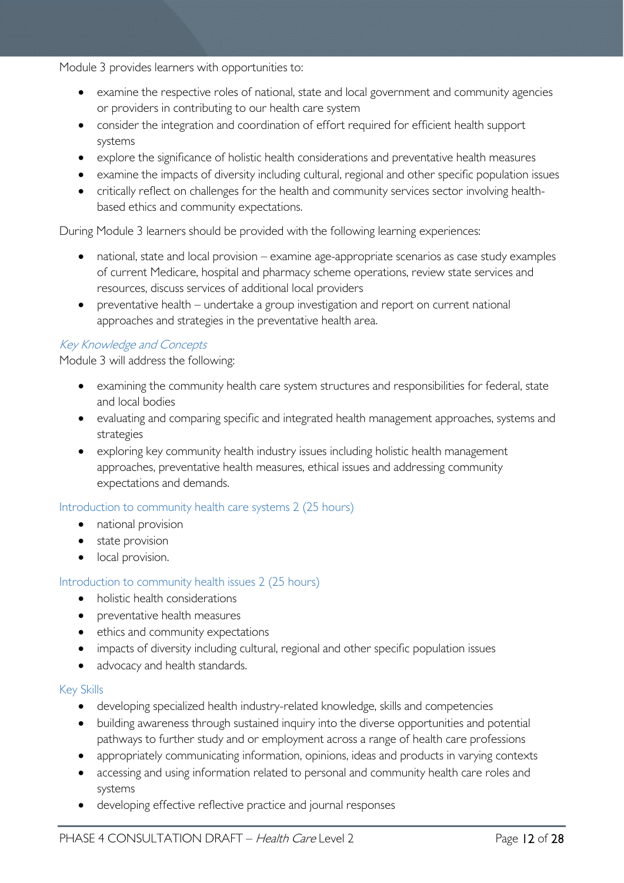Module 3 provides learners with opportunities to:

- examine the respective roles of national, state and local government and community agencies or providers in contributing to our health care system
- consider the integration and coordination of effort required for efficient health support systems
- explore the significance of holistic health considerations and preventative health measures
- examine the impacts of diversity including cultural, regional and other specific population issues
- critically reflect on challenges for the health and community services sector involving health-based ethics and community expectations.

During Module 3 learners should be provided with the following learning experiences:

- national, state and local provision – examine age-appropriate scenarios as case study examples of current Medicare, hospital and pharmacy scheme operations, review state services and resources, discuss services of additional local providers
- preventative health – undertake a group investigation and report on current national approaches and strategies in the preventative health area.

### *Key Knowledge and Concepts*

Module 3 will address the following:

- examining the community health care system structures and responsibilities for federal, state and local bodies
- evaluating and comparing specific and integrated health management approaches, systems and strategies
- exploring key community health industry issues including holistic health management approaches, preventative health measures, ethical issues and addressing community expectations and demands.

### Introduction to community health care systems 2 (25 hours)

- national provision
- state provision
- local provision.

### Introduction to community health issues 2 (25 hours)

- holistic health considerations
- preventative health measures
- ethics and community expectations
- impacts of diversity including cultural, regional and other specific population issues
- advocacy and health standards.

### Key Skills

- developing specialized health industry-related knowledge, skills and competencies
- building awareness through sustained inquiry into the diverse opportunities and potential pathways to further study and or employment across a range of health care professions
- appropriately communicating information, opinions, ideas and products in varying contexts
- accessing and using information related to personal and community health care roles and systems
- developing effective reflective practice and journal responses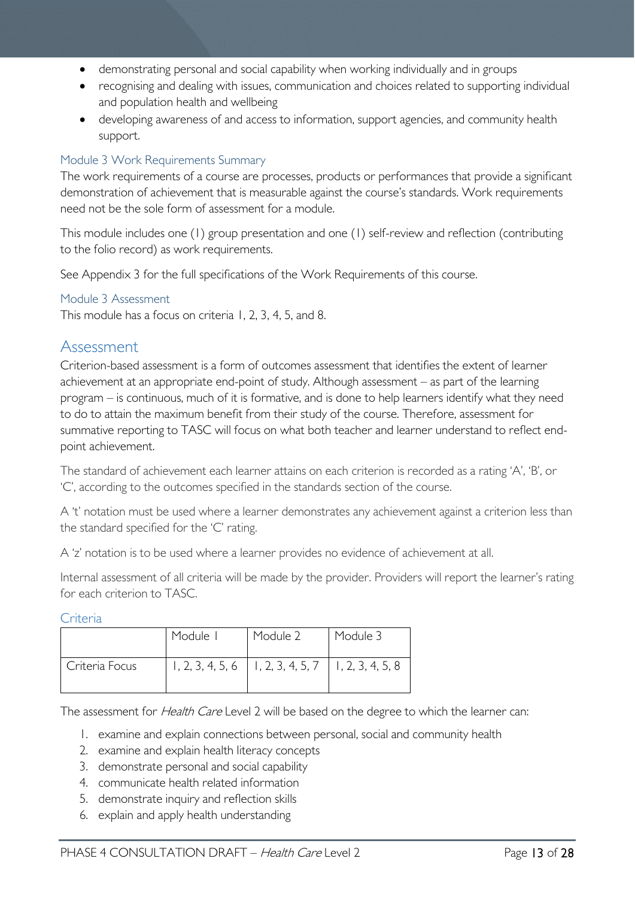- demonstrating personal and social capability when working individually and in groups
- recognising and dealing with issues, communication and choices related to supporting individual and population health and wellbeing
- developing awareness of and access to information, support agencies, and community health support.

### Module 3 Work Requirements Summary

The work requirements of a course are processes, products or performances that provide a significant demonstration of achievement that is measurable against the course's standards. Work requirements need not be the sole form of assessment for a module.

This module includes one (1) group presentation and one (1) self-review and reflection (contributing to the folio record) as work requirements.

See Appendix 3 for the full specifications of the Work Requirements of this course.

### Module 3 Assessment

This module has a focus on criteria 1, 2, 3, 4, 5, and 8.

## Assessment

Criterion-based assessment is a form of outcomes assessment that identifies the extent of learner achievement at an appropriate end-point of study. Although assessment – as part of the learning program – is continuous, much of it is formative, and is done to help learners identify what they need to do to attain the maximum benefit from their study of the course. Therefore, assessment for summative reporting to TASC will focus on what both teacher and learner understand to reflect end-point achievement.

The standard of achievement each learner attains on each criterion is recorded as a rating 'A', 'B', or 'C', according to the outcomes specified in the standards section of the course.

A 't' notation must be used where a learner demonstrates any achievement against a criterion less than the standard specified for the 'C' rating.

A 'z' notation is to be used where a learner provides no evidence of achievement at all.

Internal assessment of all criteria will be made by the provider. Providers will report the learner's rating for each criterion to TASC.

### Criteria

| | Module 1 | Module 2 | Module 3 |
|---|---|---|---|
| Criteria Focus | 1, 2, 3, 4, 5, 6 | 1, 2, 3, 4, 5, 7 | 1, 2, 3, 4, 5, 8 |

The assessment for *Health Care* Level 2 will be based on the degree to which the learner can:

1. examine and explain connections between personal, social and community health
2. examine and explain health literacy concepts
3. demonstrate personal and social capability
4. communicate health related information
5. demonstrate inquiry and reflection skills
6. explain and apply health understanding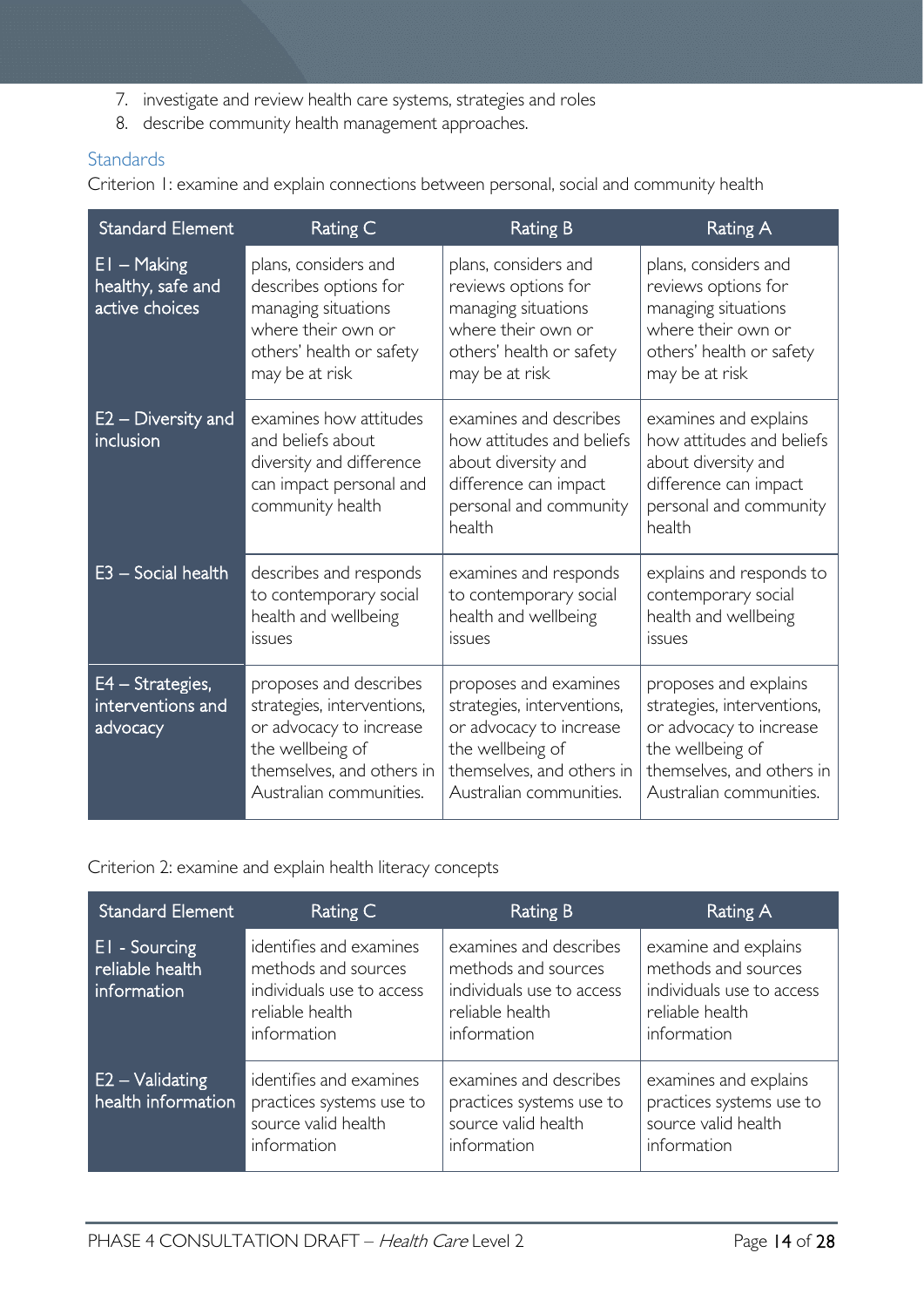7. investigate and review health care systems, strategies and roles
8. describe community health management approaches.

### Standards

Criterion 1: examine and explain connections between personal, social and community health

| Standard Element | Rating C | Rating B | Rating A |
| --- | --- | --- | --- |
| E1 – Making healthy, safe and active choices | plans, considers and describes options for managing situations where their own or others' health or safety may be at risk | plans, considers and reviews options for managing situations where their own or others' health or safety may be at risk | plans, considers and reviews options for managing situations where their own or others' health or safety may be at risk |
| E2 – Diversity and inclusion | examines how attitudes and beliefs about diversity and difference can impact personal and community health | examines and describes how attitudes and beliefs about diversity and difference can impact personal and community health | examines and explains how attitudes and beliefs about diversity and difference can impact personal and community health |
| E3 – Social health | describes and responds to contemporary social health and wellbeing issues | examines and responds to contemporary social health and wellbeing issues | explains and responds to contemporary social health and wellbeing issues |
| E4 – Strategies, interventions and advocacy | proposes and describes strategies, interventions, or advocacy to increase the wellbeing of themselves, and others in Australian communities. | proposes and examines strategies, interventions, or advocacy to increase the wellbeing of themselves, and others in Australian communities. | proposes and explains strategies, interventions, or advocacy to increase the wellbeing of themselves, and others in Australian communities. |

Criterion 2: examine and explain health literacy concepts

| Standard Element | Rating C | Rating B | Rating A |
| --- | --- | --- | --- |
| E1 - Sourcing reliable health information | identifies and examines methods and sources individuals use to access reliable health information | examines and describes methods and sources individuals use to access reliable health information | examine and explains methods and sources individuals use to access reliable health information |
| E2 – Validating health information | identifies and examines practices systems use to source valid health information | examines and describes practices systems use to source valid health information | examines and explains practices systems use to source valid health information |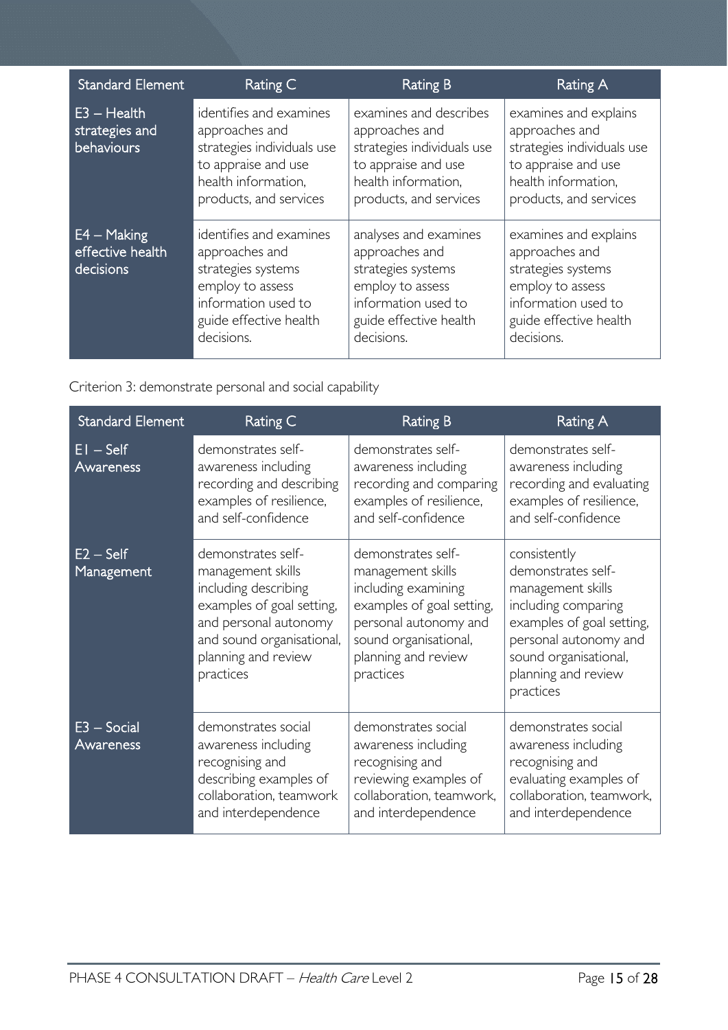| Standard Element | Rating C | Rating B | Rating A |
|---|---|---|---|
| E3 – Health strategies and behaviours | identifies and examines approaches and strategies individuals use to appraise and use health information, products, and services | examines and describes approaches and strategies individuals use to appraise and use health information, products, and services | examines and explains approaches and strategies individuals use to appraise and use health information, products, and services |
| E4 – Making effective health decisions | identifies and examines approaches and strategies systems employ to assess information used to guide effective health decisions. | analyses and examines approaches and strategies systems employ to assess information used to guide effective health decisions. | examines and explains approaches and strategies systems employ to assess information used to guide effective health decisions. |

Criterion 3: demonstrate personal and social capability

| Standard Element | Rating C | Rating B | Rating A |
|---|---|---|---|
| E1 – Self Awareness | demonstrates self-awareness including recording and describing examples of resilience, and self-confidence | demonstrates self-awareness including recording and comparing examples of resilience, and self-confidence | demonstrates self-awareness including recording and evaluating examples of resilience, and self-confidence |
| E2 – Self Management | demonstrates self-management skills including describing examples of goal setting, and personal autonomy and sound organisational, planning and review practices | demonstrates self-management skills including examining examples of goal setting, personal autonomy and sound organisational, planning and review practices | consistently demonstrates self-management skills including comparing examples of goal setting, personal autonomy and sound organisational, planning and review practices |
| E3 – Social Awareness | demonstrates social awareness including recognising and describing examples of collaboration, teamwork and interdependence | demonstrates social awareness including recognising and reviewing examples of collaboration, teamwork, and interdependence | demonstrates social awareness including recognising and evaluating examples of collaboration, teamwork, and interdependence |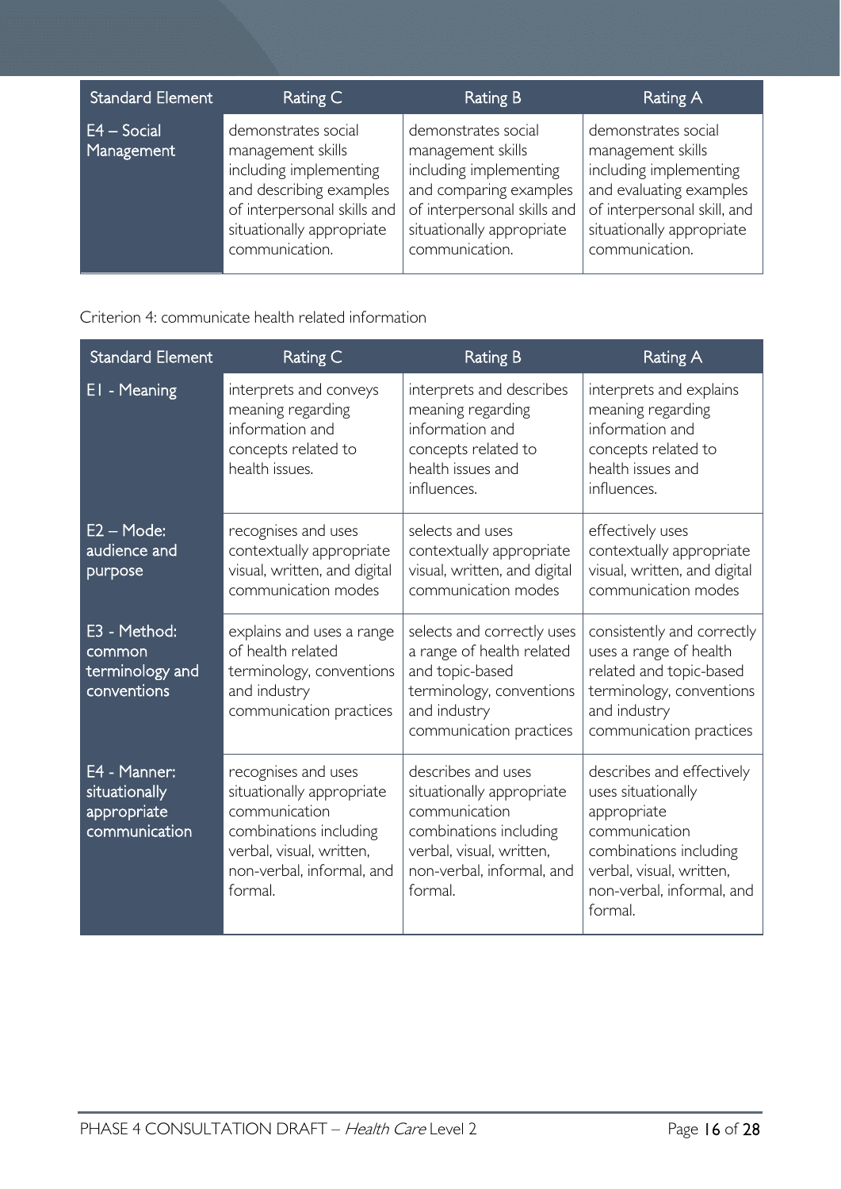| Standard Element | Rating C | Rating B | Rating A |
|---|---|---|---|
| E4 – Social Management | demonstrates social management skills including implementing and describing examples of interpersonal skills and situationally appropriate communication. | demonstrates social management skills including implementing and comparing examples of interpersonal skills and situationally appropriate communication. | demonstrates social management skills including implementing and evaluating examples of interpersonal skill, and situationally appropriate communication. |

Criterion 4: communicate health related information

| Standard Element | Rating C | Rating B | Rating A |
|---|---|---|---|
| E1 - Meaning | interprets and conveys meaning regarding information and concepts related to health issues. | interprets and describes meaning regarding information and concepts related to health issues and influences. | interprets and explains meaning regarding information and concepts related to health issues and influences. |
| E2 – Mode: audience and purpose | recognises and uses contextually appropriate visual, written, and digital communication modes | selects and uses contextually appropriate visual, written, and digital communication modes | effectively uses contextually appropriate visual, written, and digital communication modes |
| E3 - Method: common terminology and conventions | explains and uses a range of health related terminology, conventions and industry communication practices | selects and correctly uses a range of health related and topic-based terminology, conventions and industry communication practices | consistently and correctly uses a range of health related and topic-based terminology, conventions and industry communication practices |
| E4 - Manner: situationally appropriate communication | recognises and uses situationally appropriate communication combinations including verbal, visual, written, non-verbal, informal, and formal. | describes and uses situationally appropriate communication combinations including verbal, visual, written, non-verbal, informal, and formal. | describes and effectively uses situationally appropriate communication combinations including verbal, visual, written, non-verbal, informal, and formal. |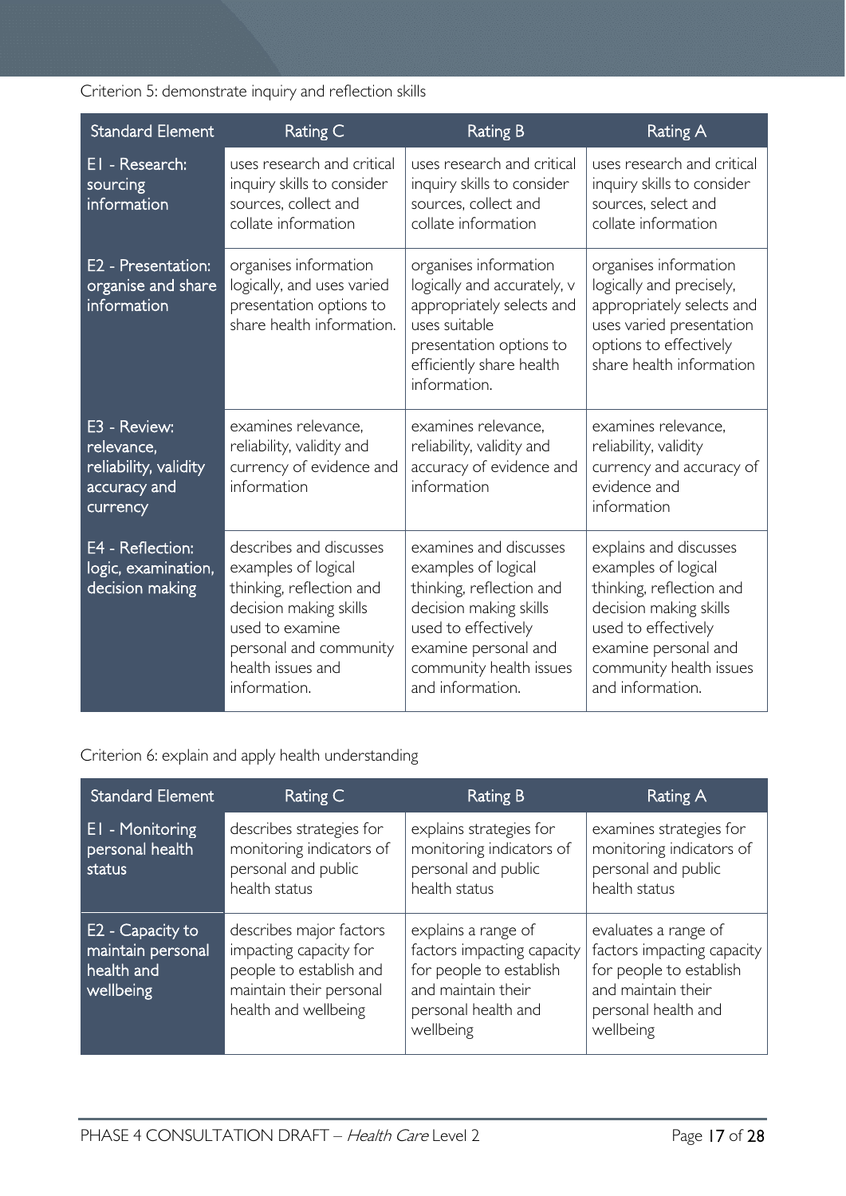Criterion 5: demonstrate inquiry and reflection skills

| Standard Element | Rating C | Rating B | Rating A |
| --- | --- | --- | --- |
| E1 - Research: sourcing information | uses research and critical inquiry skills to consider sources, collect and collate information | uses research and critical inquiry skills to consider sources, collect and collate information | uses research and critical inquiry skills to consider sources, select and collate information |
| E2 - Presentation: organise and share information | organises information logically, and uses varied presentation options to share health information. | organises information logically and accurately, v appropriately selects and uses suitable presentation options to efficiently share health information. | organises information logically and precisely, appropriately selects and uses varied presentation options to effectively share health information |
| E3 - Review: relevance, reliability, validity accuracy and currency | examines relevance, reliability, validity and currency of evidence and information | examines relevance, reliability, validity and accuracy of evidence and information | examines relevance, reliability, validity currency and accuracy of evidence and information |
| E4 - Reflection: logic, examination, decision making | describes and discusses examples of logical thinking, reflection and decision making skills used to examine personal and community health issues and information. | examines and discusses examples of logical thinking, reflection and decision making skills used to effectively examine personal and community health issues and information. | explains and discusses examples of logical thinking, reflection and decision making skills used to effectively examine personal and community health issues and information. |

Criterion 6: explain and apply health understanding

| Standard Element | Rating C | Rating B | Rating A |
| --- | --- | --- | --- |
| E1 - Monitoring personal health status | describes strategies for monitoring indicators of personal and public health status | explains strategies for monitoring indicators of personal and public health status | examines strategies for monitoring indicators of personal and public health status |
| E2 - Capacity to maintain personal health and wellbeing | describes major factors impacting capacity for people to establish and maintain their personal health and wellbeing | explains a range of factors impacting capacity for people to establish and maintain their personal health and wellbeing | evaluates a range of factors impacting capacity for people to establish and maintain their personal health and wellbeing |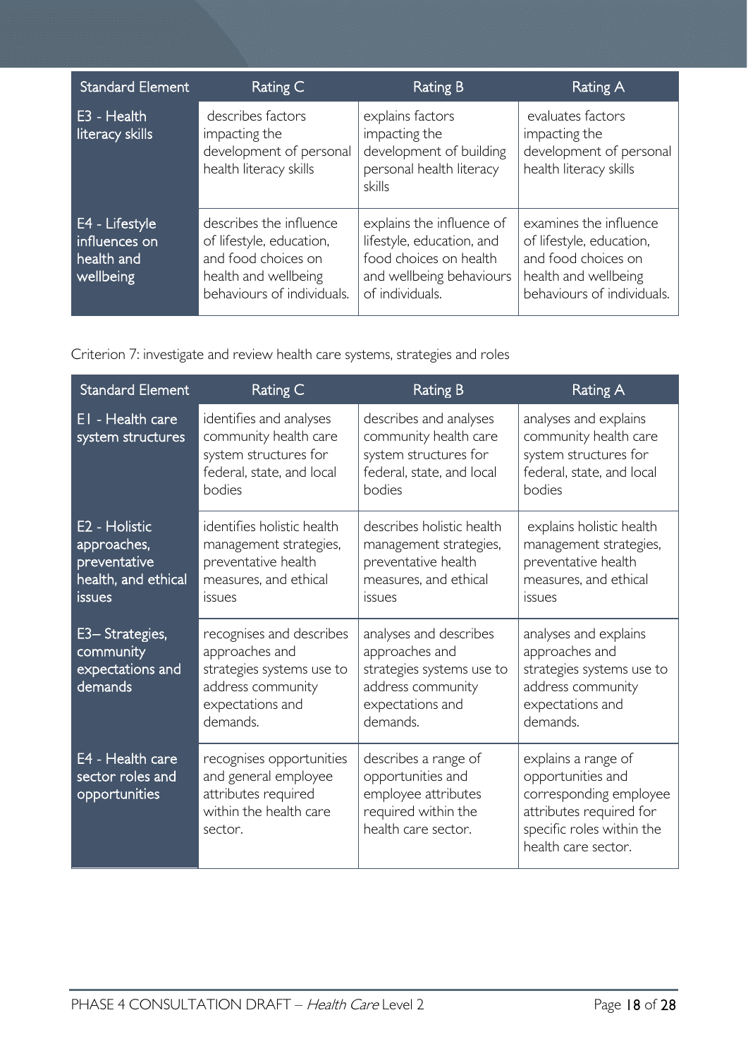| Standard Element | Rating C | Rating B | Rating A |
|---|---|---|---|
| E3 - Health literacy skills | describes factors impacting the development of personal health literacy skills | explains factors impacting the development of building personal health literacy skills | evaluates factors impacting the development of personal health literacy skills |
| E4 - Lifestyle influences on health and wellbeing | describes the influence of lifestyle, education, and food choices on health and wellbeing behaviours of individuals. | explains the influence of lifestyle, education, and food choices on health and wellbeing behaviours of individuals. | examines the influence of lifestyle, education, and food choices on health and wellbeing behaviours of individuals. |

Criterion 7: investigate and review health care systems, strategies and roles

| Standard Element | Rating C | Rating B | Rating A |
|---|---|---|---|
| E1 - Health care system structures | identifies and analyses community health care system structures for federal, state, and local bodies | describes and analyses community health care system structures for federal, state, and local bodies | analyses and explains community health care system structures for federal, state, and local bodies |
| E2 - Holistic approaches, preventative health, and ethical issues | identifies holistic health management strategies, preventative health measures, and ethical issues | describes holistic health management strategies, preventative health measures, and ethical issues | explains holistic health management strategies, preventative health measures, and ethical issues |
| E3– Strategies, community expectations and demands | recognises and describes approaches and strategies systems use to address community expectations and demands. | analyses and describes approaches and strategies systems use to address community expectations and demands. | analyses and explains approaches and strategies systems use to address community expectations and demands. |
| E4 - Health care sector roles and opportunities | recognises opportunities and general employee attributes required within the health care sector. | describes a range of opportunities and employee attributes required within the health care sector. | explains a range of opportunities and corresponding employee attributes required for specific roles within the health care sector. |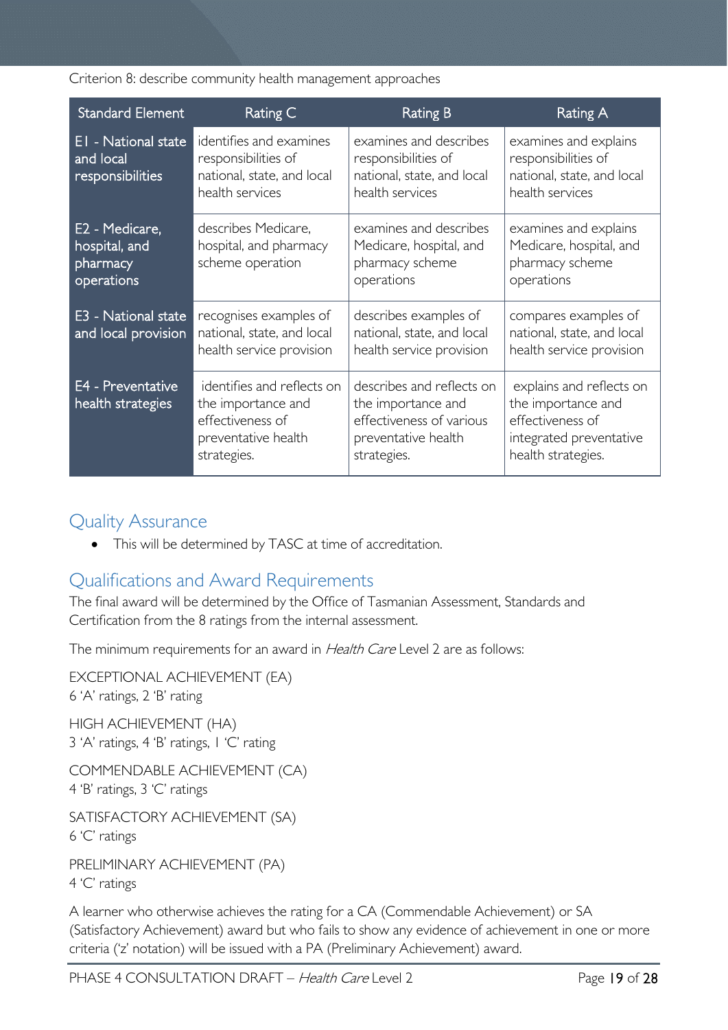Criterion 8: describe community health management approaches

| Standard Element | Rating C | Rating B | Rating A |
| --- | --- | --- | --- |
| E1 - National state and local responsibilities | identifies and examines responsibilities of national, state, and local health services | examines and describes responsibilities of national, state, and local health services | examines and explains responsibilities of national, state, and local health services |
| E2 - Medicare, hospital, and pharmacy operations | describes Medicare, hospital, and pharmacy scheme operation | examines and describes Medicare, hospital, and pharmacy scheme operations | examines and explains Medicare, hospital, and pharmacy scheme operations |
| E3 - National state and local provision | recognises examples of national, state, and local health service provision | describes examples of national, state, and local health service provision | compares examples of national, state, and local health service provision |
| E4 - Preventative health strategies | identifies and reflects on the importance and effectiveness of preventative health strategies. | describes and reflects on the importance and effectiveness of various preventative health strategies. | explains and reflects on the importance and effectiveness of integrated preventative health strategies. |

## Quality Assurance

- This will be determined by TASC at time of accreditation.

## Qualifications and Award Requirements

The final award will be determined by the Office of Tasmanian Assessment, Standards and Certification from the 8 ratings from the internal assessment.

The minimum requirements for an award in *Health Care* Level 2 are as follows:

EXCEPTIONAL ACHIEVEMENT (EA)
6 'A' ratings, 2 'B' rating

HIGH ACHIEVEMENT (HA)
3 'A' ratings, 4 'B' ratings, 1 'C' rating

COMMENDABLE ACHIEVEMENT (CA)
4 'B' ratings, 3 'C' ratings

SATISFACTORY ACHIEVEMENT (SA)
6 'C' ratings

PRELIMINARY ACHIEVEMENT (PA)
4 'C' ratings

A learner who otherwise achieves the rating for a CA (Commendable Achievement) or SA (Satisfactory Achievement) award but who fails to show any evidence of achievement in one or more criteria ('z' notation) will be issued with a PA (Preliminary Achievement) award.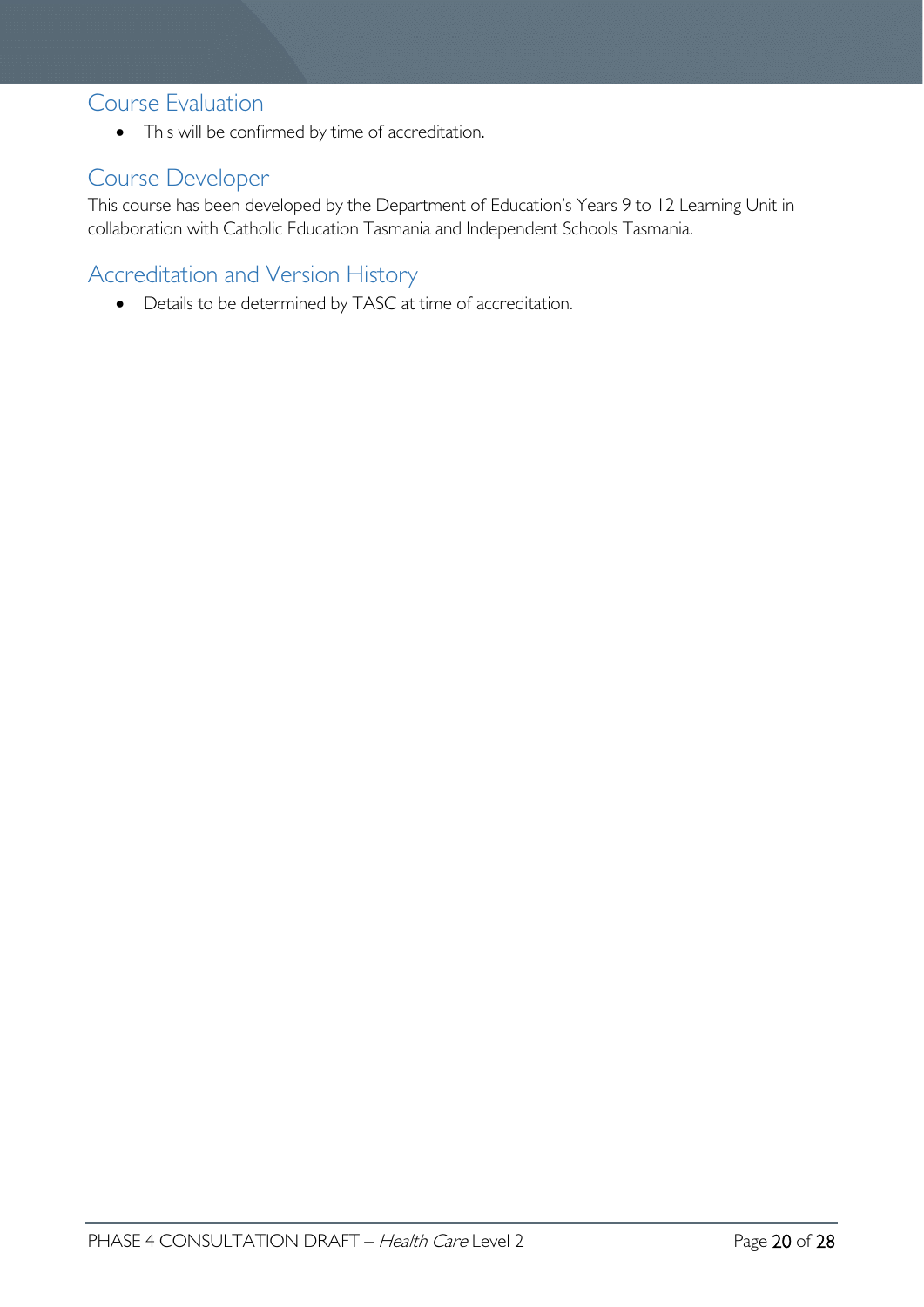## Course Evaluation

- This will be confirmed by time of accreditation.

## Course Developer

This course has been developed by the Department of Education's Years 9 to 12 Learning Unit in collaboration with Catholic Education Tasmania and Independent Schools Tasmania.

## Accreditation and Version History

- Details to be determined by TASC at time of accreditation.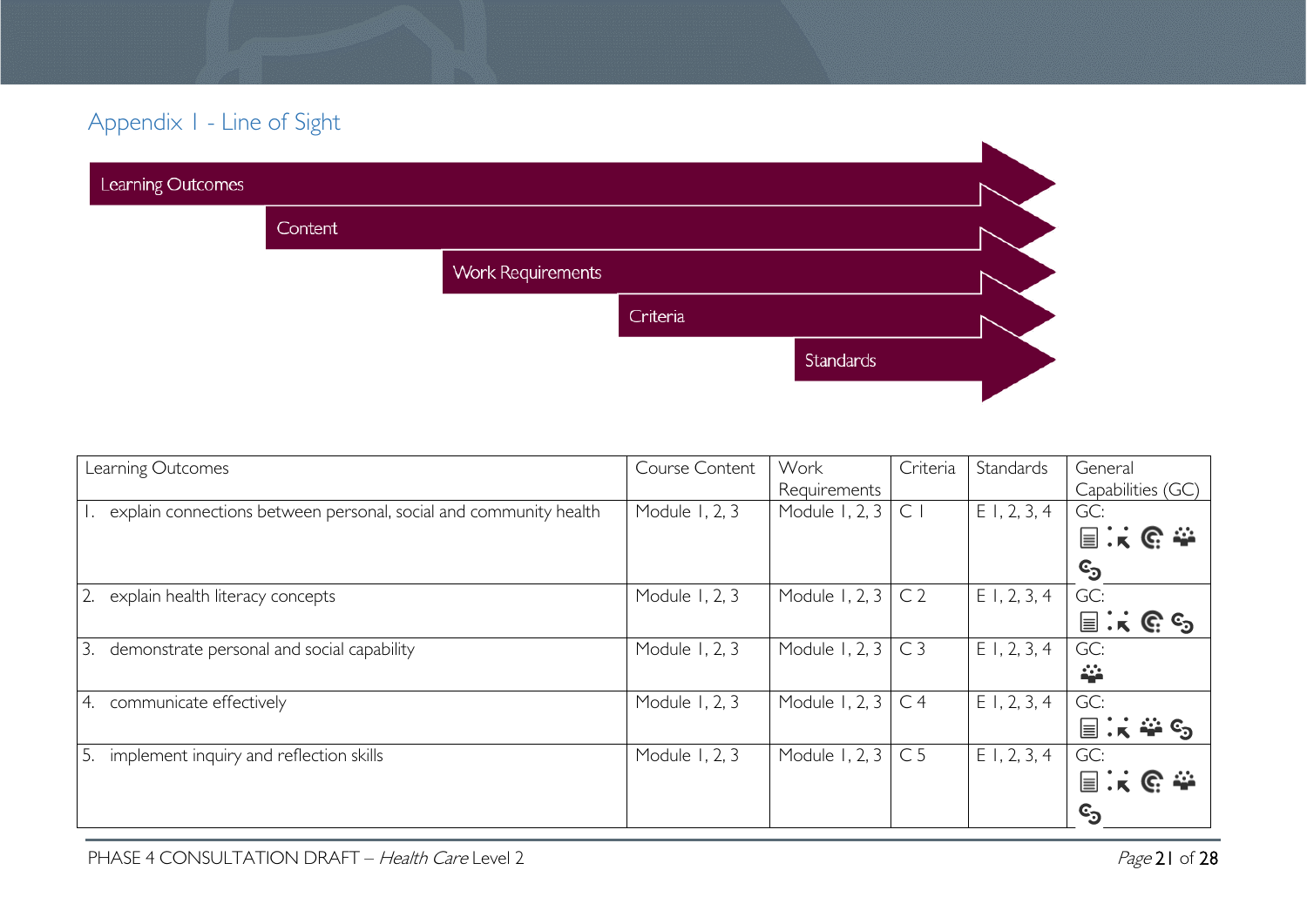## Appendix 1 - Line of Sight

Learning Outcomes → Content → Work Requirements → Criteria → Standards

| Learning Outcomes | Course Content | Work Requirements | Criteria | Standards | General Capabilities (GC) |
|---|---|---|---|---|---|
| 1. explain connections between personal, social and community health | Module 1, 2, 3 | Module 1, 2, 3 | C 1 | E 1, 2, 3, 4 | GC: |
| 2. explain health literacy concepts | Module 1, 2, 3 | Module 1, 2, 3 | C 2 | E 1, 2, 3, 4 | GC: |
| 3. demonstrate personal and social capability | Module 1, 2, 3 | Module 1, 2, 3 | C 3 | E 1, 2, 3, 4 | GC: |
| 4. communicate effectively | Module 1, 2, 3 | Module 1, 2, 3 | C 4 | E 1, 2, 3, 4 | GC: |
| 5. implement inquiry and reflection skills | Module 1, 2, 3 | Module 1, 2, 3 | C 5 | E 1, 2, 3, 4 | GC: |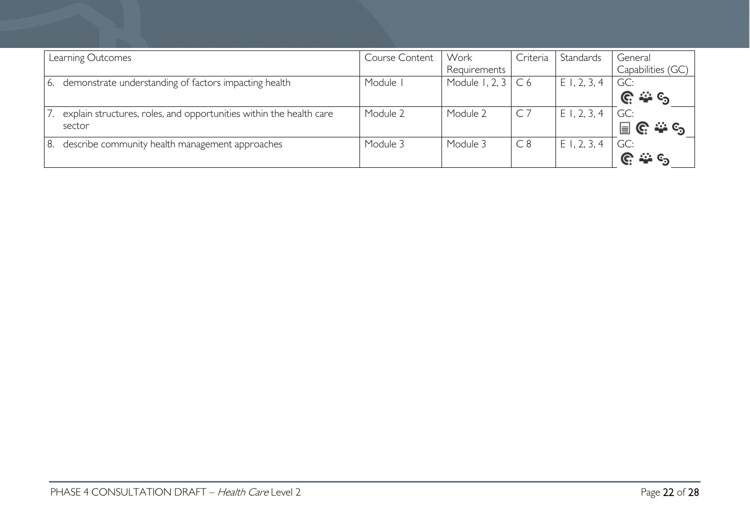| Learning Outcomes | Course Content | Work Requirements | Criteria | Standards | General Capabilities (GC) |
|---|---|---|---|---|---|
| 6. demonstrate understanding of factors impacting health | Module 1 | Module 1, 2, 3 | C 6 | E 1, 2, 3, 4 | GC: |
| 7. explain structures, roles, and opportunities within the health care sector | Module 2 | Module 2 | C 7 | E 1, 2, 3, 4 | GC: |
| 8. describe community health management approaches | Module 3 | Module 3 | C 8 | E 1, 2, 3, 4 | GC: |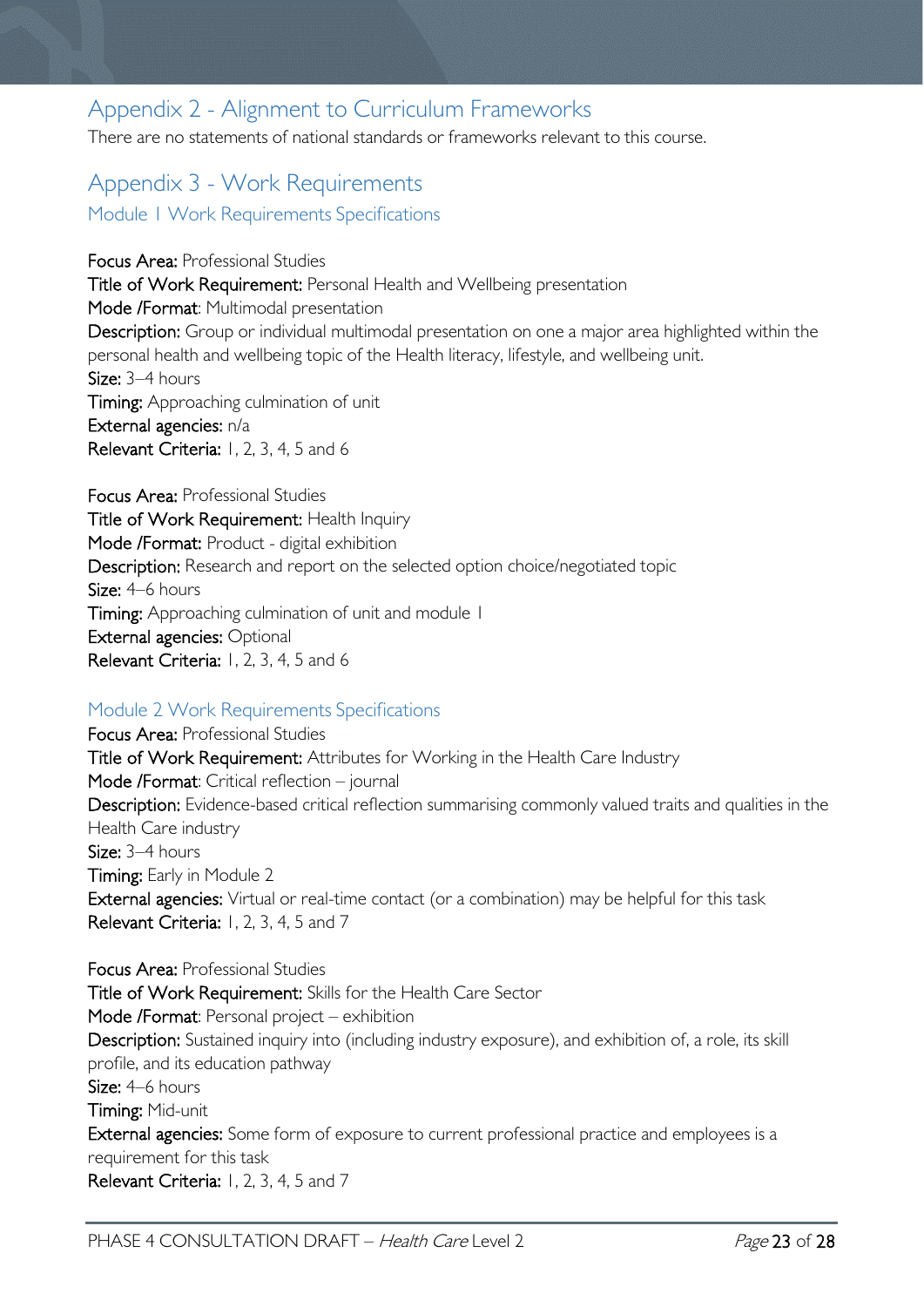## Appendix 2 - Alignment to Curriculum Frameworks

There are no statements of national standards or frameworks relevant to this course.

## Appendix 3 - Work Requirements

### Module 1 Work Requirements Specifications

**Focus Area:** Professional Studies
**Title of Work Requirement:** Personal Health and Wellbeing presentation
**Mode /Format**: Multimodal presentation
**Description:** Group or individual multimodal presentation on one a major area highlighted within the personal health and wellbeing topic of the Health literacy, lifestyle, and wellbeing unit.
**Size:** 3–4 hours
**Timing:** Approaching culmination of unit
**External agencies:** n/a
**Relevant Criteria:** 1, 2, 3, 4, 5 and 6

**Focus Area:** Professional Studies
**Title of Work Requirement:** Health Inquiry
**Mode /Format:** Product - digital exhibition
**Description:** Research and report on the selected option choice/negotiated topic
**Size:** 4–6 hours
**Timing:** Approaching culmination of unit and module 1
**External agencies:** Optional
**Relevant Criteria:** 1, 2, 3, 4, 5 and 6

### Module 2 Work Requirements Specifications

**Focus Area:** Professional Studies
**Title of Work Requirement:** Attributes for Working in the Health Care Industry
**Mode /Format**: Critical reflection – journal
**Description:** Evidence-based critical reflection summarising commonly valued traits and qualities in the Health Care industry
**Size:** 3–4 hours
**Timing:** Early in Module 2
**External agencies:** Virtual or real-time contact (or a combination) may be helpful for this task
**Relevant Criteria:** 1, 2, 3, 4, 5 and 7

**Focus Area:** Professional Studies
**Title of Work Requirement:** Skills for the Health Care Sector
**Mode /Format**: Personal project – exhibition
**Description:** Sustained inquiry into (including industry exposure), and exhibition of, a role, its skill profile, and its education pathway
**Size:** 4–6 hours
**Timing:** Mid-unit
**External agencies:** Some form of exposure to current professional practice and employees is a requirement for this task
**Relevant Criteria:** 1, 2, 3, 4, 5 and 7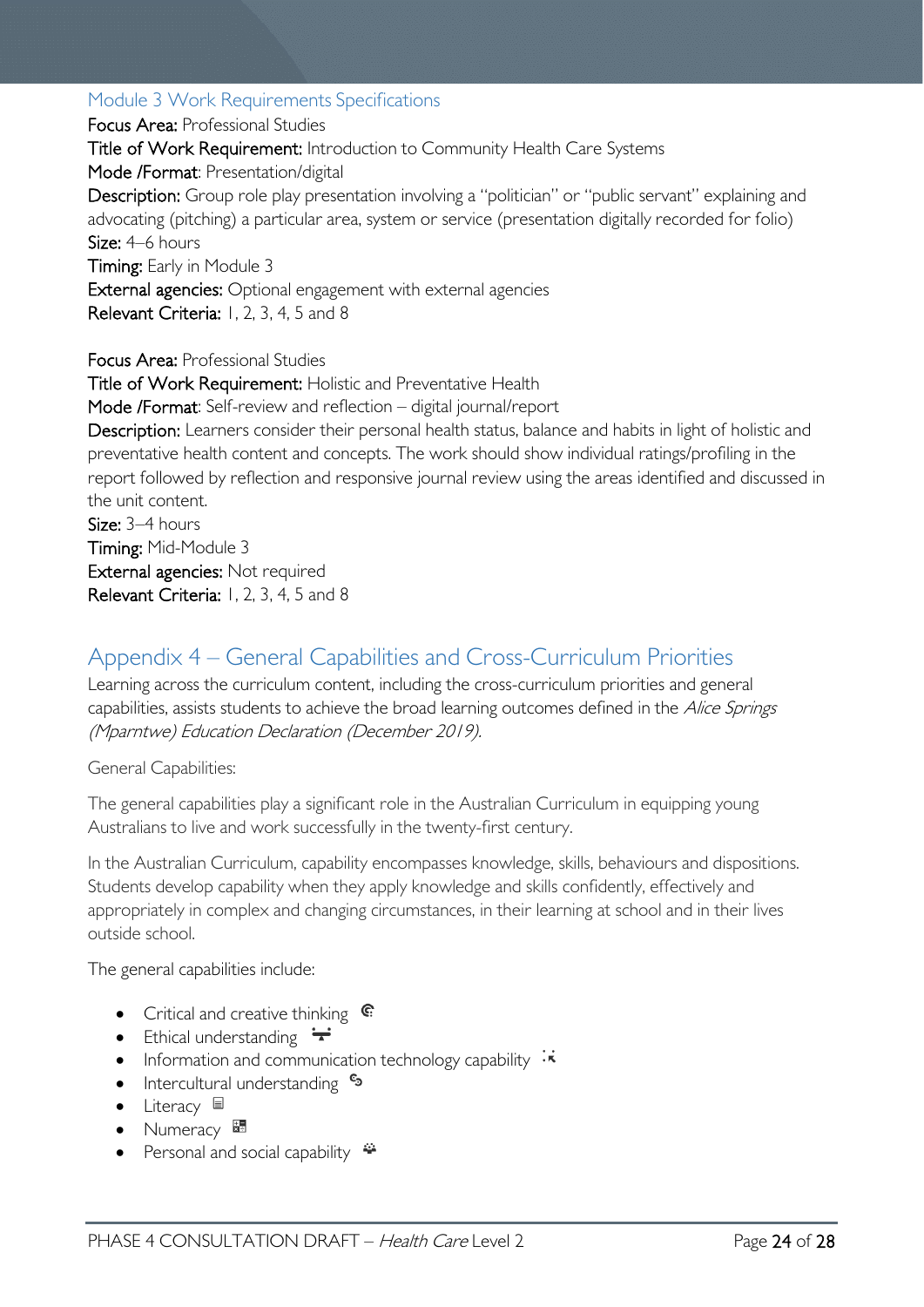### Module 3 Work Requirements Specifications

**Focus Area:** Professional Studies

**Title of Work Requirement:** Introduction to Community Health Care Systems

**Mode /Format**: Presentation/digital

**Description:** Group role play presentation involving a "politician" or "public servant" explaining and advocating (pitching) a particular area, system or service (presentation digitally recorded for folio)

**Size:** 4–6 hours

**Timing:** Early in Module 3

**External agencies:** Optional engagement with external agencies

**Relevant Criteria:** 1, 2, 3, 4, 5 and 8

**Focus Area:** Professional Studies

**Title of Work Requirement:** Holistic and Preventative Health

**Mode /Format**: Self-review and reflection – digital journal/report

**Description:** Learners consider their personal health status, balance and habits in light of holistic and preventative health content and concepts. The work should show individual ratings/profiling in the report followed by reflection and responsive journal review using the areas identified and discussed in the unit content.

**Size:** 3–4 hours

**Timing:** Mid-Module 3

**External agencies:** Not required

**Relevant Criteria:** 1, 2, 3, 4, 5 and 8

## Appendix 4 – General Capabilities and Cross-Curriculum Priorities

Learning across the curriculum content, including the cross-curriculum priorities and general capabilities, assists students to achieve the broad learning outcomes defined in the *Alice Springs (Mparntwe) Education Declaration (December 2019).*

General Capabilities:

The general capabilities play a significant role in the Australian Curriculum in equipping young Australians to live and work successfully in the twenty-first century.

In the Australian Curriculum, capability encompasses knowledge, skills, behaviours and dispositions. Students develop capability when they apply knowledge and skills confidently, effectively and appropriately in complex and changing circumstances, in their learning at school and in their lives outside school.

The general capabilities include:

- Critical and creative thinking
- Ethical understanding
- Information and communication technology capability
- Intercultural understanding
- Literacy
- Numeracy
- Personal and social capability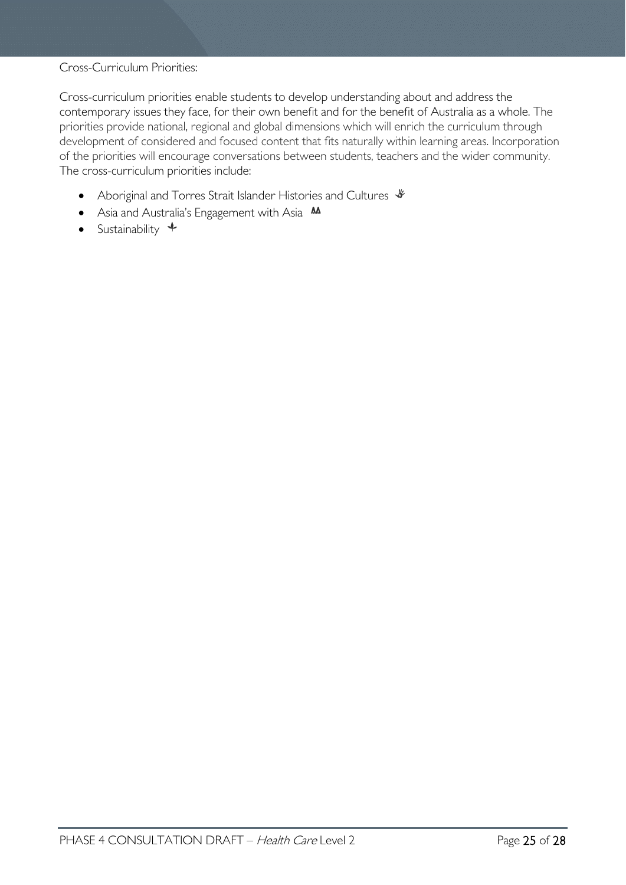Cross-Curriculum Priorities:

Cross-curriculum priorities enable students to develop understanding about and address the contemporary issues they face, for their own benefit and for the benefit of Australia as a whole. The priorities provide national, regional and global dimensions which will enrich the curriculum through development of considered and focused content that fits naturally within learning areas. Incorporation of the priorities will encourage conversations between students, teachers and the wider community. The cross-curriculum priorities include:

- Aboriginal and Torres Strait Islander Histories and Cultures
- Asia and Australia's Engagement with Asia
- Sustainability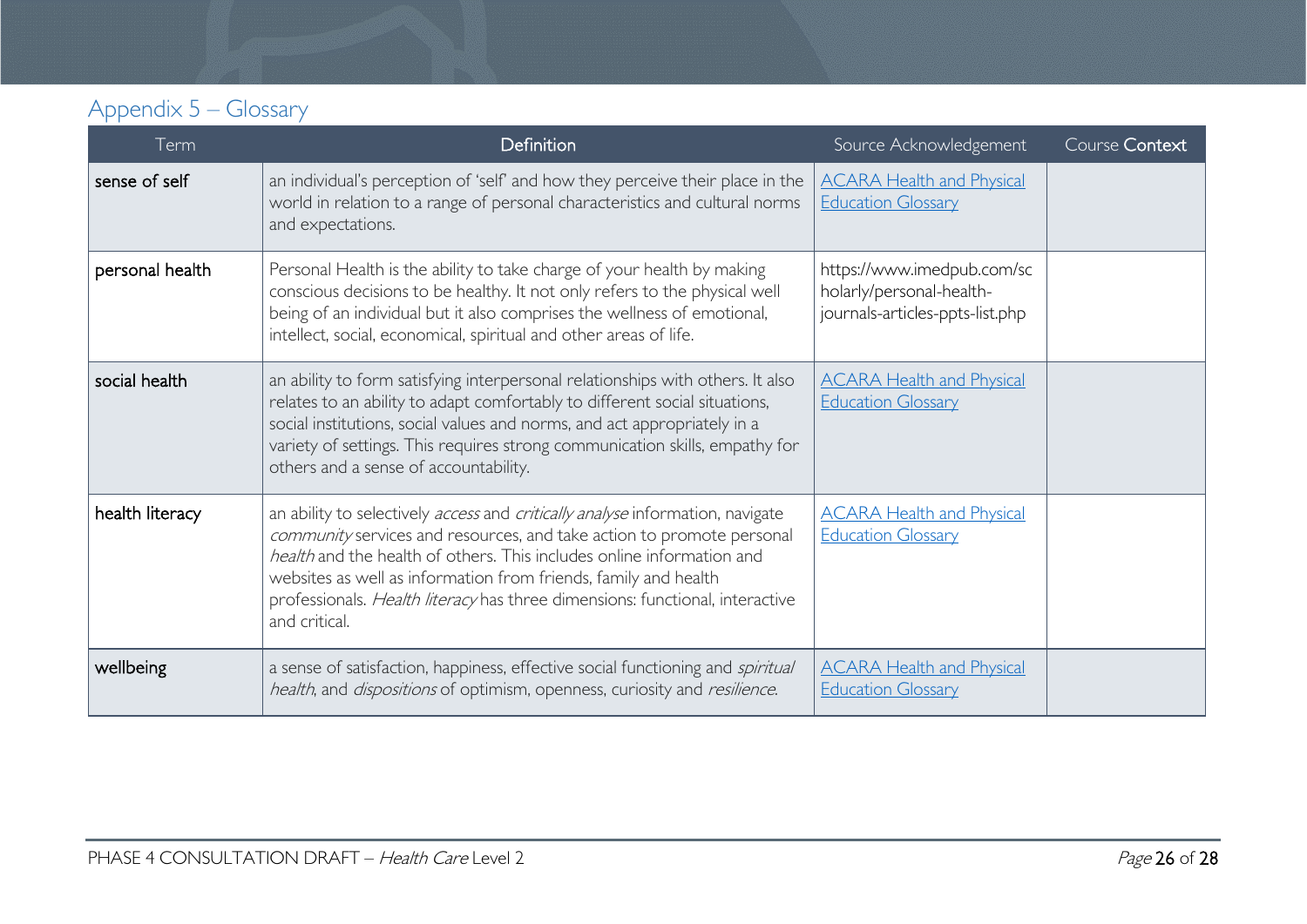## Appendix 5 – Glossary

| Term | Definition | Source Acknowledgement | Course Context |
|---|---|---|---|
| sense of self | an individual's perception of 'self' and how they perceive their place in the world in relation to a range of personal characteristics and cultural norms and expectations. | ACARA Health and Physical Education Glossary | |
| personal health | Personal Health is the ability to take charge of your health by making conscious decisions to be healthy. It not only refers to the physical well being of an individual but it also comprises the wellness of emotional, intellect, social, economical, spiritual and other areas of life. | https://www.imedpub.com/scholarly/personal-health-journals-articles-ppts-list.php | |
| social health | an ability to form satisfying interpersonal relationships with others. It also relates to an ability to adapt comfortably to different social situations, social institutions, social values and norms, and act appropriately in a variety of settings. This requires strong communication skills, empathy for others and a sense of accountability. | ACARA Health and Physical Education Glossary | |
| health literacy | an ability to selectively *access* and *critically analyse* information, navigate *community* services and resources, and take action to promote personal *health* and the health of others. This includes online information and websites as well as information from friends, family and health professionals. *Health literacy* has three dimensions: functional, interactive and critical. | ACARA Health and Physical Education Glossary | |
| wellbeing | a sense of satisfaction, happiness, effective social functioning and *spiritual health*, and *dispositions* of optimism, openness, curiosity and *resilience*. | ACARA Health and Physical Education Glossary | |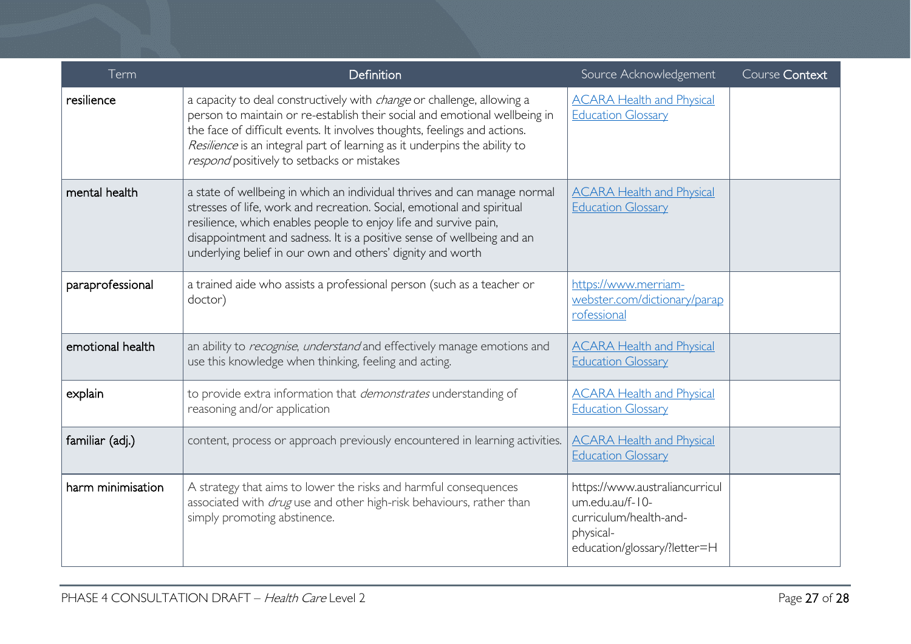| Term | Definition | Source Acknowledgement | Course Context |
|---|---|---|---|
| resilience | a capacity to deal constructively with *change* or challenge, allowing a person to maintain or re-establish their social and emotional wellbeing in the face of difficult events. It involves thoughts, feelings and actions. *Resilience* is an integral part of learning as it underpins the ability to *respond* positively to setbacks or mistakes | [ACARA Health and Physical Education Glossary]() | |
| mental health | a state of wellbeing in which an individual thrives and can manage normal stresses of life, work and recreation. Social, emotional and spiritual resilience, which enables people to enjoy life and survive pain, disappointment and sadness. It is a positive sense of wellbeing and an underlying belief in our own and others' dignity and worth | [ACARA Health and Physical Education Glossary]() | |
| paraprofessional | a trained aide who assists a professional person (such as a teacher or doctor) | [https://www.merriam-webster.com/dictionary/paraprofessional](https://www.merriam-webster.com/dictionary/paraprofessional) | |
| emotional health | an ability to *recognise*, *understand* and effectively manage emotions and use this knowledge when thinking, feeling and acting. | [ACARA Health and Physical Education Glossary]() | |
| explain | to provide extra information that *demonstrates* understanding of reasoning and/or application | [ACARA Health and Physical Education Glossary]() | |
| familiar (adj.) | content, process or approach previously encountered in learning activities. | [ACARA Health and Physical Education Glossary]() | |
| harm minimisation | A strategy that aims to lower the risks and harmful consequences associated with *drug* use and other high-risk behaviours, rather than simply promoting abstinence. | https://www.australiancurriculum.edu.au/f-10-curriculum/health-and-physical-education/glossary/?letter=H | |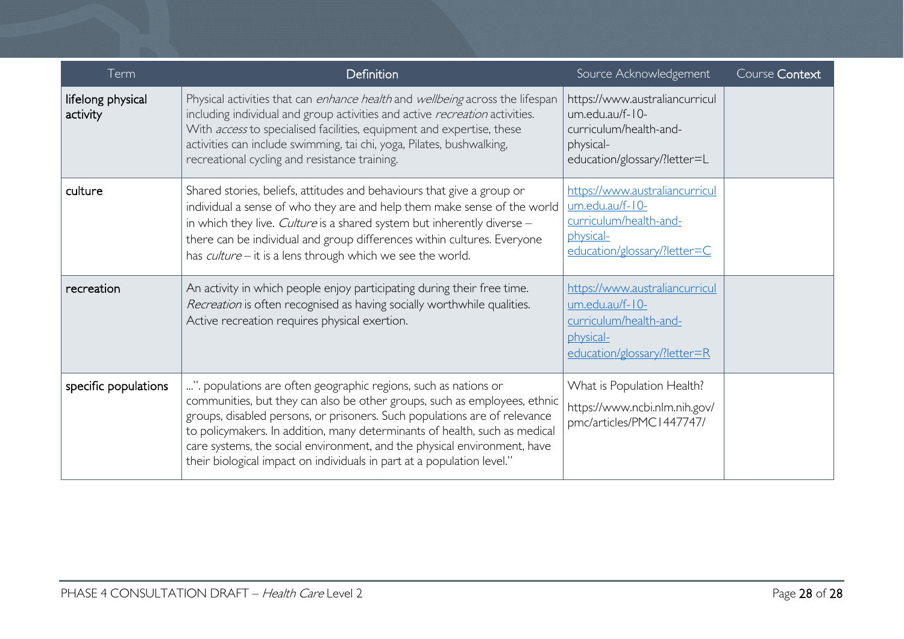| Term | Definition | Source Acknowledgement | Course Context |
| --- | --- | --- | --- |
| lifelong physical activity | Physical activities that can *enhance health* and *wellbeing* across the lifespan including individual and group activities and active *recreation* activities. With *access* to specialised facilities, equipment and expertise, these activities can include swimming, tai chi, yoga, Pilates, bushwalking, recreational cycling and resistance training. | https://www.australiancurriculum.edu.au/f-10-curriculum/health-and-physical-education/glossary/?letter=L | |
| culture | Shared stories, beliefs, attitudes and behaviours that give a group or individual a sense of who they are and help them make sense of the world in which they live. *Culture* is a shared system but inherently diverse – there can be individual and group differences within cultures. Everyone has *culture* – it is a lens through which we see the world. | https://www.australiancurriculum.edu.au/f-10-curriculum/health-and-physical-education/glossary/?letter=C | |
| recreation | An activity in which people enjoy participating during their free time. *Recreation* is often recognised as having socially worthwhile qualities. Active recreation requires physical exertion. | https://www.australiancurriculum.edu.au/f-10-curriculum/health-and-physical-education/glossary/?letter=R | |
| specific populations | ...". populations are often geographic regions, such as nations or communities, but they can also be other groups, such as employees, ethnic groups, disabled persons, or prisoners. Such populations are of relevance to policymakers. In addition, many determinants of health, such as medical care systems, the social environment, and the physical environment, have their biological impact on individuals in part at a population level." | What is Population Health? https://www.ncbi.nlm.nih.gov/pmc/articles/PMC1447747/ | |